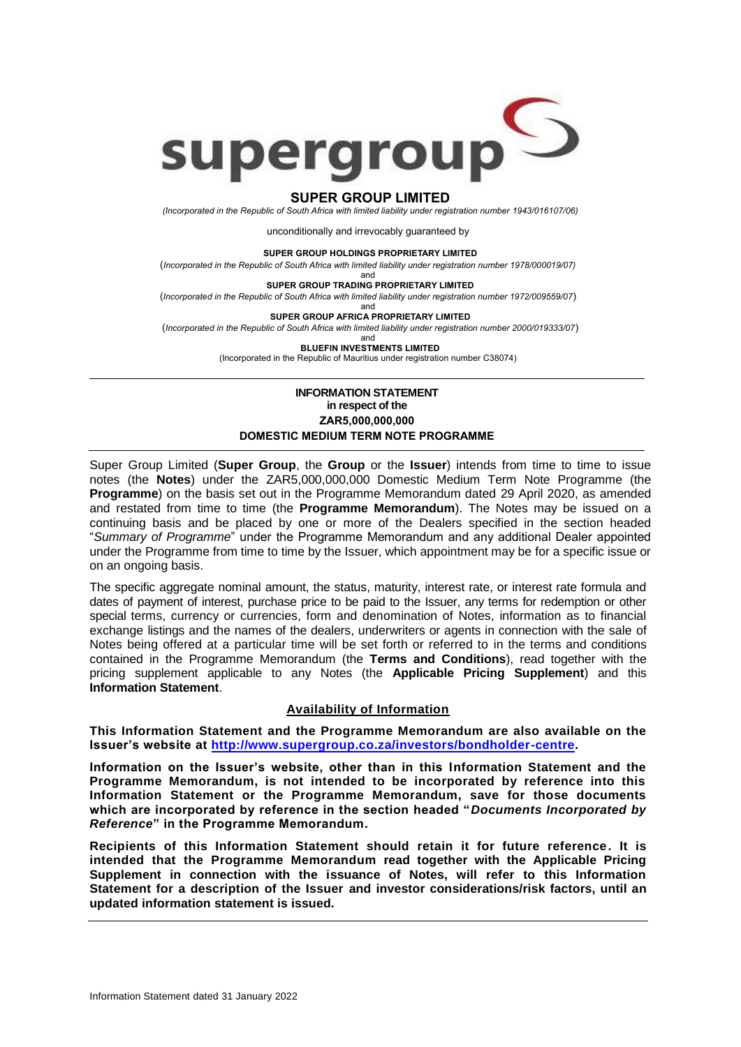# SUPER GROUP LIMITED

*(Incorporated in the Republic of South Africa with limited liability under registration number 1943/016107/06)*

unconditionally and irrevocably guaranteed by

**SUPER GROUP HOLDINGS PROPRIETARY LIMITED**

(*Incorporated in the Republic of South Africa with limited liability under registration number 1978/000019/07)*

and

**SUPER GROUP TRADING PROPRIETARY LIMITED**

(*Incorporated in the Republic of South Africa with limited liability under registration number 1972/009559/07*)

and

**SUPER GROUP AFRICA PROPRIETARY LIMITED**

(*Incorporated in the Republic of South Africa with limited liability under registration number 2000/019333/07*)

and

**BLUEFIN INVESTMENTS LIMITED**

(Incorporated in the Republic of Mauritius under registration number C38074)

---

**INFORMATION STATEMENT**
**in respect of the**
**ZAR5,000,000,000**
**DOMESTIC MEDIUM TERM NOTE PROGRAMME**

---

Super Group Limited (**Super Group**, the **Group** or the **Issuer**) intends from time to time to issue notes (the **Notes**) under the ZAR5,000,000,000 Domestic Medium Term Note Programme (the **Programme**) on the basis set out in the Programme Memorandum dated 29 April 2020, as amended and restated from time to time (the **Programme Memorandum**). The Notes may be issued on a continuing basis and be placed by one or more of the Dealers specified in the section headed "*Summary of Programme*" under the Programme Memorandum and any additional Dealer appointed under the Programme from time to time by the Issuer, which appointment may be for a specific issue or on an ongoing basis.

The specific aggregate nominal amount, the status, maturity, interest rate, or interest rate formula and dates of payment of interest, purchase price to be paid to the Issuer, any terms for redemption or other special terms, currency or currencies, form and denomination of Notes, information as to financial exchange listings and the names of the dealers, underwriters or agents in connection with the sale of Notes being offered at a particular time will be set forth or referred to in the terms and conditions contained in the Programme Memorandum (the **Terms and Conditions**), read together with the pricing supplement applicable to any Notes (the **Applicable Pricing Supplement**) and this **Information Statement**.

## Availability of Information

**This Information Statement and the Programme Memorandum are also available on the Issuer's website at http://www.supergroup.co.za/investors/bondholder-centre.**

**Information on the Issuer's website, other than in this Information Statement and the Programme Memorandum, is not intended to be incorporated by reference into this Information Statement or the Programme Memorandum, save for those documents which are incorporated by reference in the section headed "*Documents Incorporated by Reference*" in the Programme Memorandum.**

**Recipients of this Information Statement should retain it for future reference. It is intended that the Programme Memorandum read together with the Applicable Pricing Supplement in connection with the issuance of Notes, will refer to this Information Statement for a description of the Issuer and investor considerations/risk factors, until an updated information statement is issued.**

---

Information Statement dated 31 January 2022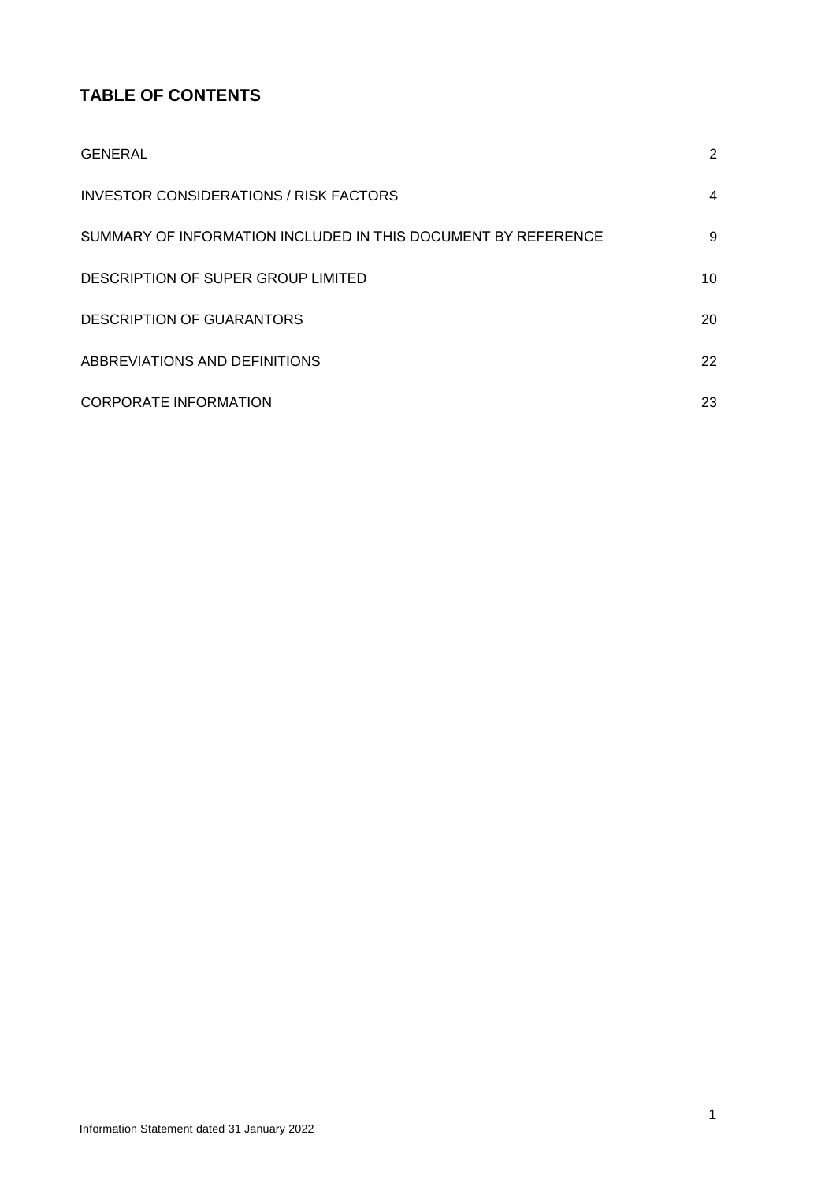## TABLE OF CONTENTS

| | |
|---|---|
| GENERAL | 2 |
| INVESTOR CONSIDERATIONS / RISK FACTORS | 4 |
| SUMMARY OF INFORMATION INCLUDED IN THIS DOCUMENT BY REFERENCE | 9 |
| DESCRIPTION OF SUPER GROUP LIMITED | 10 |
| DESCRIPTION OF GUARANTORS | 20 |
| ABBREVIATIONS AND DEFINITIONS | 22 |
| CORPORATE INFORMATION | 23 |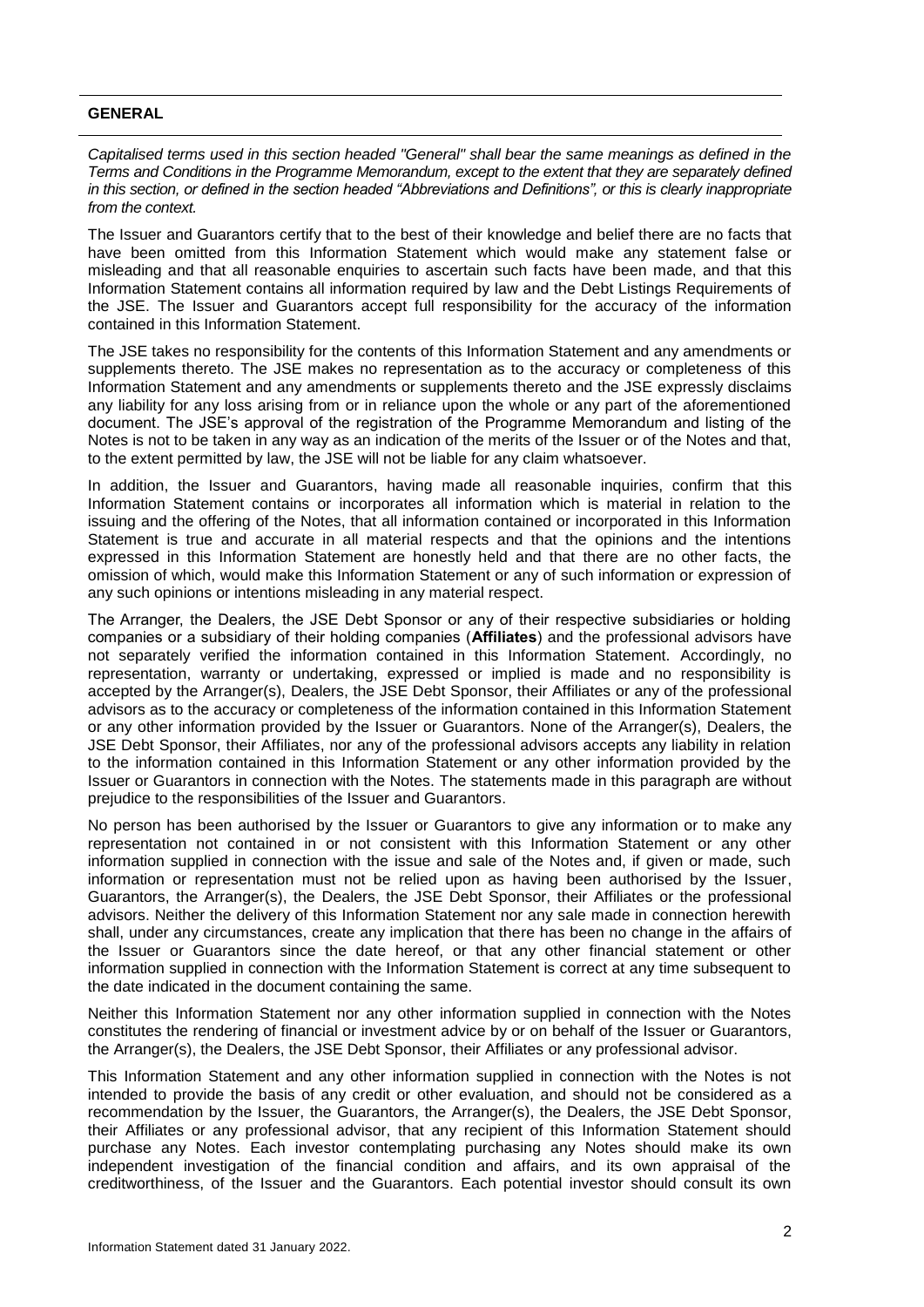## GENERAL

*Capitalised terms used in this section headed "General" shall bear the same meanings as defined in the Terms and Conditions in the Programme Memorandum, except to the extent that they are separately defined in this section, or defined in the section headed "Abbreviations and Definitions", or this is clearly inappropriate from the context.*

The Issuer and Guarantors certify that to the best of their knowledge and belief there are no facts that have been omitted from this Information Statement which would make any statement false or misleading and that all reasonable enquiries to ascertain such facts have been made, and that this Information Statement contains all information required by law and the Debt Listings Requirements of the JSE. The Issuer and Guarantors accept full responsibility for the accuracy of the information contained in this Information Statement.

The JSE takes no responsibility for the contents of this Information Statement and any amendments or supplements thereto. The JSE makes no representation as to the accuracy or completeness of this Information Statement and any amendments or supplements thereto and the JSE expressly disclaims any liability for any loss arising from or in reliance upon the whole or any part of the aforementioned document. The JSE's approval of the registration of the Programme Memorandum and listing of the Notes is not to be taken in any way as an indication of the merits of the Issuer or of the Notes and that, to the extent permitted by law, the JSE will not be liable for any claim whatsoever.

In addition, the Issuer and Guarantors, having made all reasonable inquiries, confirm that this Information Statement contains or incorporates all information which is material in relation to the issuing and the offering of the Notes, that all information contained or incorporated in this Information Statement is true and accurate in all material respects and that the opinions and the intentions expressed in this Information Statement are honestly held and that there are no other facts, the omission of which, would make this Information Statement or any of such information or expression of any such opinions or intentions misleading in any material respect.

The Arranger, the Dealers, the JSE Debt Sponsor or any of their respective subsidiaries or holding companies or a subsidiary of their holding companies (**Affiliates**) and the professional advisors have not separately verified the information contained in this Information Statement. Accordingly, no representation, warranty or undertaking, expressed or implied is made and no responsibility is accepted by the Arranger(s), Dealers, the JSE Debt Sponsor, their Affiliates or any of the professional advisors as to the accuracy or completeness of the information contained in this Information Statement or any other information provided by the Issuer or Guarantors. None of the Arranger(s), Dealers, the JSE Debt Sponsor, their Affiliates, nor any of the professional advisors accepts any liability in relation to the information contained in this Information Statement or any other information provided by the Issuer or Guarantors in connection with the Notes. The statements made in this paragraph are without prejudice to the responsibilities of the Issuer and Guarantors.

No person has been authorised by the Issuer or Guarantors to give any information or to make any representation not contained in or not consistent with this Information Statement or any other information supplied in connection with the issue and sale of the Notes and, if given or made, such information or representation must not be relied upon as having been authorised by the Issuer, Guarantors, the Arranger(s), the Dealers, the JSE Debt Sponsor, their Affiliates or the professional advisors. Neither the delivery of this Information Statement nor any sale made in connection herewith shall, under any circumstances, create any implication that there has been no change in the affairs of the Issuer or Guarantors since the date hereof, or that any other financial statement or other information supplied in connection with the Information Statement is correct at any time subsequent to the date indicated in the document containing the same.

Neither this Information Statement nor any other information supplied in connection with the Notes constitutes the rendering of financial or investment advice by or on behalf of the Issuer or Guarantors, the Arranger(s), the Dealers, the JSE Debt Sponsor, their Affiliates or any professional advisor.

This Information Statement and any other information supplied in connection with the Notes is not intended to provide the basis of any credit or other evaluation, and should not be considered as a recommendation by the Issuer, the Guarantors, the Arranger(s), the Dealers, the JSE Debt Sponsor, their Affiliates or any professional advisor, that any recipient of this Information Statement should purchase any Notes. Each investor contemplating purchasing any Notes should make its own independent investigation of the financial condition and affairs, and its own appraisal of the creditworthiness, of the Issuer and the Guarantors. Each potential investor should consult its own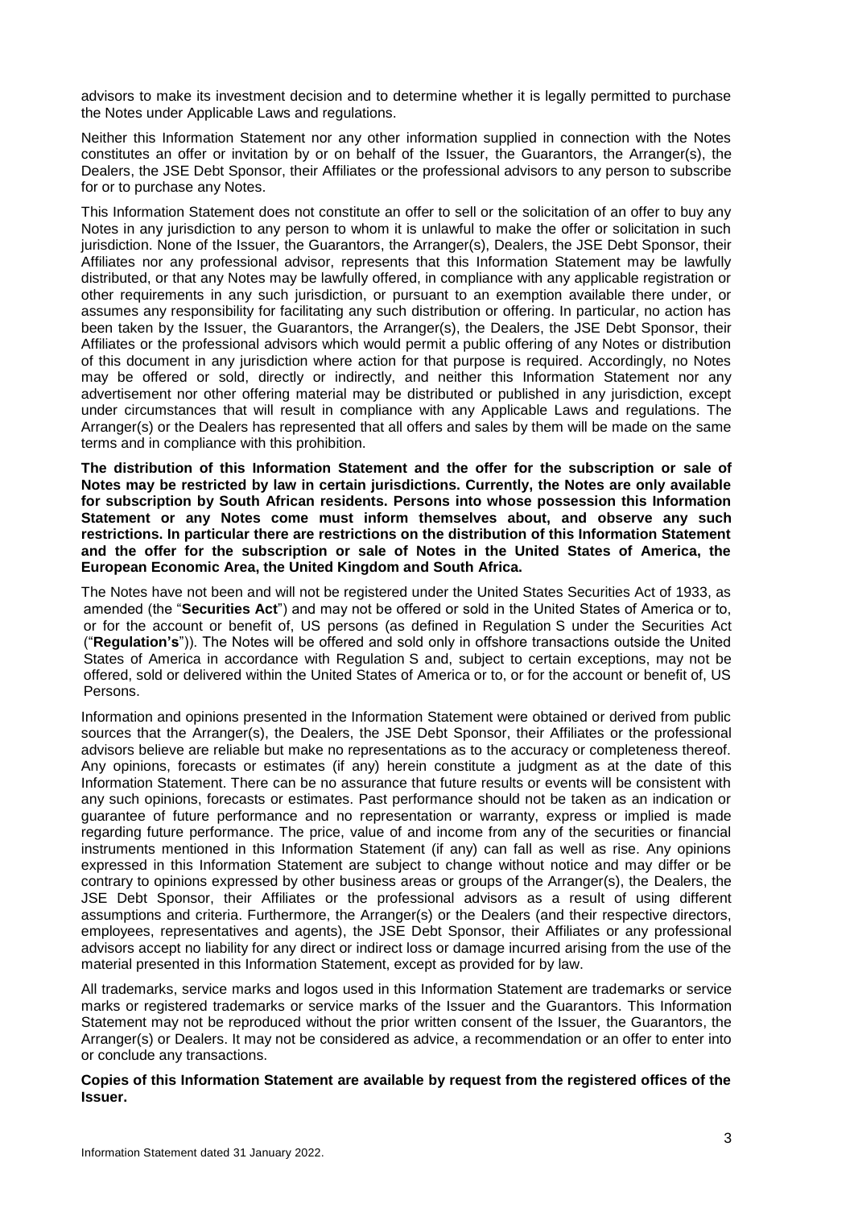advisors to make its investment decision and to determine whether it is legally permitted to purchase the Notes under Applicable Laws and regulations.

Neither this Information Statement nor any other information supplied in connection with the Notes constitutes an offer or invitation by or on behalf of the Issuer, the Guarantors, the Arranger(s), the Dealers, the JSE Debt Sponsor, their Affiliates or the professional advisors to any person to subscribe for or to purchase any Notes.

This Information Statement does not constitute an offer to sell or the solicitation of an offer to buy any Notes in any jurisdiction to any person to whom it is unlawful to make the offer or solicitation in such jurisdiction. None of the Issuer, the Guarantors, the Arranger(s), Dealers, the JSE Debt Sponsor, their Affiliates nor any professional advisor, represents that this Information Statement may be lawfully distributed, or that any Notes may be lawfully offered, in compliance with any applicable registration or other requirements in any such jurisdiction, or pursuant to an exemption available there under, or assumes any responsibility for facilitating any such distribution or offering. In particular, no action has been taken by the Issuer, the Guarantors, the Arranger(s), the Dealers, the JSE Debt Sponsor, their Affiliates or the professional advisors which would permit a public offering of any Notes or distribution of this document in any jurisdiction where action for that purpose is required. Accordingly, no Notes may be offered or sold, directly or indirectly, and neither this Information Statement nor any advertisement nor other offering material may be distributed or published in any jurisdiction, except under circumstances that will result in compliance with any Applicable Laws and regulations. The Arranger(s) or the Dealers has represented that all offers and sales by them will be made on the same terms and in compliance with this prohibition.

**The distribution of this Information Statement and the offer for the subscription or sale of Notes may be restricted by law in certain jurisdictions. Currently, the Notes are only available for subscription by South African residents. Persons into whose possession this Information Statement or any Notes come must inform themselves about, and observe any such restrictions. In particular there are restrictions on the distribution of this Information Statement and the offer for the subscription or sale of Notes in the United States of America, the European Economic Area, the United Kingdom and South Africa.**

The Notes have not been and will not be registered under the United States Securities Act of 1933, as amended (the "**Securities Act**") and may not be offered or sold in the United States of America or to, or for the account or benefit of, US persons (as defined in Regulation S under the Securities Act ("**Regulation's**")). The Notes will be offered and sold only in offshore transactions outside the United States of America in accordance with Regulation S and, subject to certain exceptions, may not be offered, sold or delivered within the United States of America or to, or for the account or benefit of, US Persons.

Information and opinions presented in the Information Statement were obtained or derived from public sources that the Arranger(s), the Dealers, the JSE Debt Sponsor, their Affiliates or the professional advisors believe are reliable but make no representations as to the accuracy or completeness thereof. Any opinions, forecasts or estimates (if any) herein constitute a judgment as at the date of this Information Statement. There can be no assurance that future results or events will be consistent with any such opinions, forecasts or estimates. Past performance should not be taken as an indication or guarantee of future performance and no representation or warranty, express or implied is made regarding future performance. The price, value of and income from any of the securities or financial instruments mentioned in this Information Statement (if any) can fall as well as rise. Any opinions expressed in this Information Statement are subject to change without notice and may differ or be contrary to opinions expressed by other business areas or groups of the Arranger(s), the Dealers, the JSE Debt Sponsor, their Affiliates or the professional advisors as a result of using different assumptions and criteria. Furthermore, the Arranger(s) or the Dealers (and their respective directors, employees, representatives and agents), the JSE Debt Sponsor, their Affiliates or any professional advisors accept no liability for any direct or indirect loss or damage incurred arising from the use of the material presented in this Information Statement, except as provided for by law.

All trademarks, service marks and logos used in this Information Statement are trademarks or service marks or registered trademarks or service marks of the Issuer and the Guarantors. This Information Statement may not be reproduced without the prior written consent of the Issuer, the Guarantors, the Arranger(s) or Dealers. It may not be considered as advice, a recommendation or an offer to enter into or conclude any transactions.

**Copies of this Information Statement are available by request from the registered offices of the Issuer.**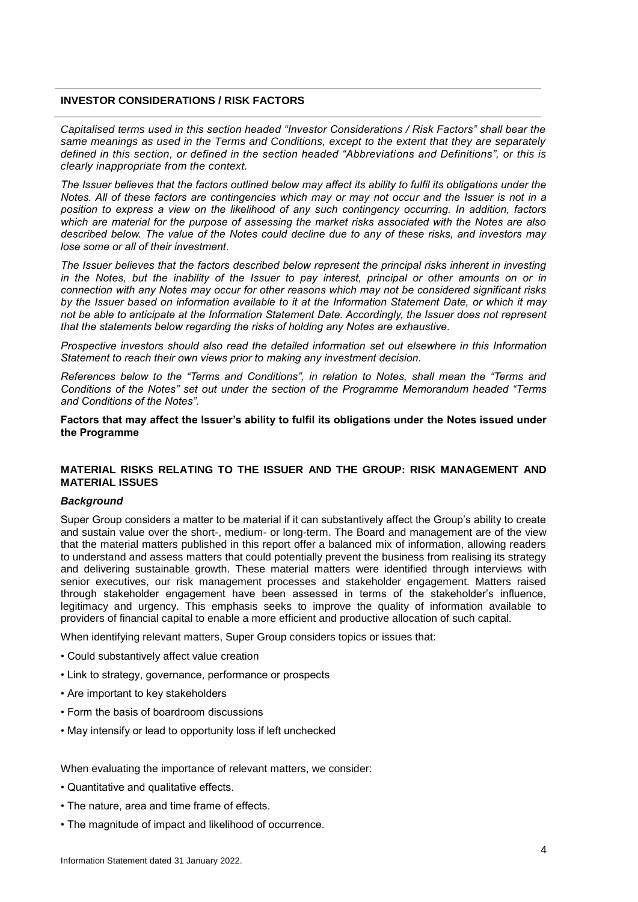## INVESTOR CONSIDERATIONS / RISK FACTORS

*Capitalised terms used in this section headed "Investor Considerations / Risk Factors" shall bear the same meanings as used in the Terms and Conditions, except to the extent that they are separately defined in this section, or defined in the section headed "Abbreviations and Definitions", or this is clearly inappropriate from the context.*

*The Issuer believes that the factors outlined below may affect its ability to fulfil its obligations under the Notes. All of these factors are contingencies which may or may not occur and the Issuer is not in a position to express a view on the likelihood of any such contingency occurring. In addition, factors which are material for the purpose of assessing the market risks associated with the Notes are also described below. The value of the Notes could decline due to any of these risks, and investors may lose some or all of their investment.*

*The Issuer believes that the factors described below represent the principal risks inherent in investing in the Notes, but the inability of the Issuer to pay interest, principal or other amounts on or in connection with any Notes may occur for other reasons which may not be considered significant risks by the Issuer based on information available to it at the Information Statement Date, or which it may not be able to anticipate at the Information Statement Date. Accordingly, the Issuer does not represent that the statements below regarding the risks of holding any Notes are exhaustive.*

*Prospective investors should also read the detailed information set out elsewhere in this Information Statement to reach their own views prior to making any investment decision.*

*References below to the "Terms and Conditions", in relation to Notes, shall mean the "Terms and Conditions of the Notes" set out under the section of the Programme Memorandum headed "Terms and Conditions of the Notes".*

**Factors that may affect the Issuer's ability to fulfil its obligations under the Notes issued under the Programme**

### MATERIAL RISKS RELATING TO THE ISSUER AND THE GROUP: RISK MANAGEMENT AND MATERIAL ISSUES

***Background***

Super Group considers a matter to be material if it can substantively affect the Group's ability to create and sustain value over the short-, medium- or long-term. The Board and management are of the view that the material matters published in this report offer a balanced mix of information, allowing readers to understand and assess matters that could potentially prevent the business from realising its strategy and delivering sustainable growth. These material matters were identified through interviews with senior executives, our risk management processes and stakeholder engagement. Matters raised through stakeholder engagement have been assessed in terms of the stakeholder's influence, legitimacy and urgency. This emphasis seeks to improve the quality of information available to providers of financial capital to enable a more efficient and productive allocation of such capital.

When identifying relevant matters, Super Group considers topics or issues that:

- Could substantively affect value creation
- Link to strategy, governance, performance or prospects
- Are important to key stakeholders
- Form the basis of boardroom discussions
- May intensify or lead to opportunity loss if left unchecked

When evaluating the importance of relevant matters, we consider:

- Quantitative and qualitative effects.
- The nature, area and time frame of effects.
- The magnitude of impact and likelihood of occurrence.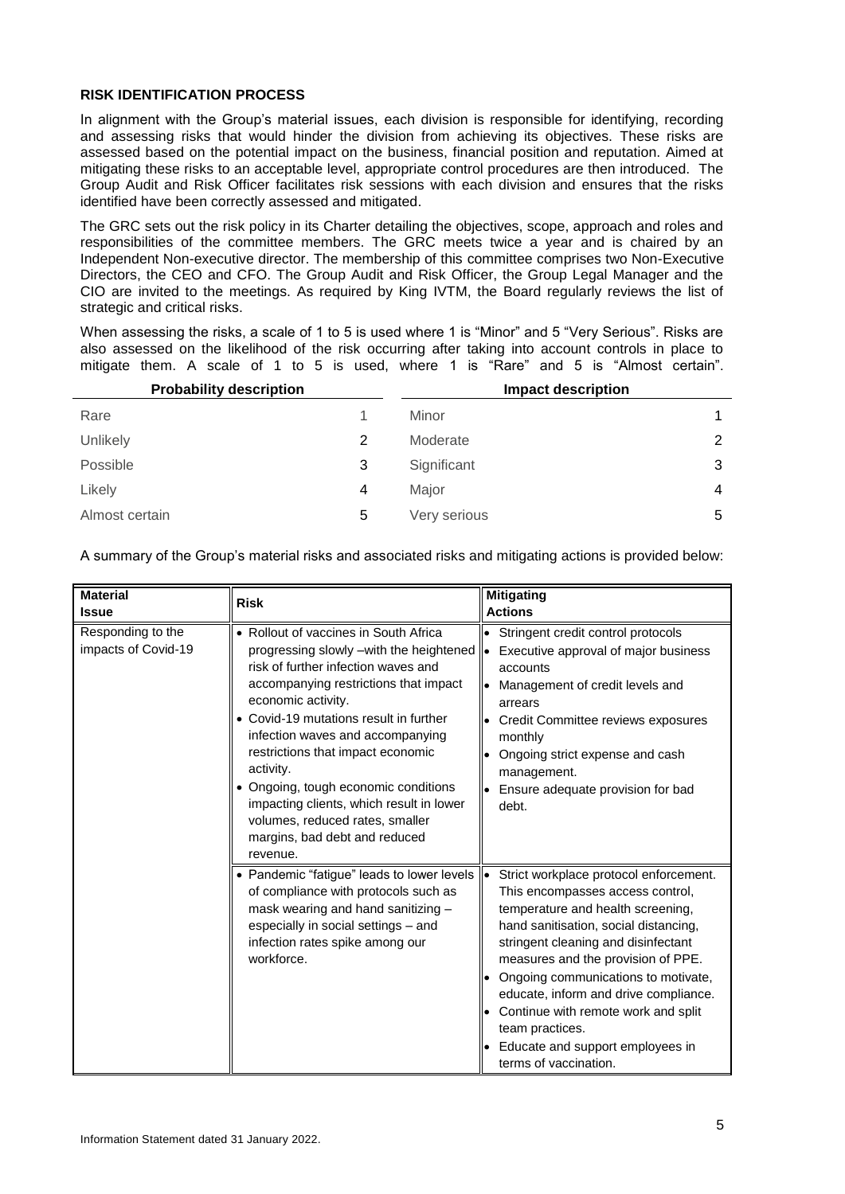**RISK IDENTIFICATION PROCESS**

In alignment with the Group's material issues, each division is responsible for identifying, recording and assessing risks that would hinder the division from achieving its objectives. These risks are assessed based on the potential impact on the business, financial position and reputation. Aimed at mitigating these risks to an acceptable level, appropriate control procedures are then introduced. The Group Audit and Risk Officer facilitates risk sessions with each division and ensures that the risks identified have been correctly assessed and mitigated.

The GRC sets out the risk policy in its Charter detailing the objectives, scope, approach and roles and responsibilities of the committee members. The GRC meets twice a year and is chaired by an Independent Non-executive director. The membership of this committee comprises two Non-Executive Directors, the CEO and CFO. The Group Audit and Risk Officer, the Group Legal Manager and the CIO are invited to the meetings. As required by King IVTM, the Board regularly reviews the list of strategic and critical risks.

When assessing the risks, a scale of 1 to 5 is used where 1 is "Minor" and 5 "Very Serious". Risks are also assessed on the likelihood of the risk occurring after taking into account controls in place to mitigate them. A scale of 1 to 5 is used, where 1 is "Rare" and 5 is "Almost certain".

| Probability description | | Impact description | |
|---|---|---|---|
| Rare | 1 | Minor | 1 |
| Unlikely | 2 | Moderate | 2 |
| Possible | 3 | Significant | 3 |
| Likely | 4 | Major | 4 |
| Almost certain | 5 | Very serious | 5 |

A summary of the Group's material risks and associated risks and mitigating actions is provided below:

| Material Issue | Risk | Mitigating Actions |
|---|---|---|
| Responding to the impacts of Covid-19 | • Rollout of vaccines in South Africa progressing slowly –with the heightened risk of further infection waves and accompanying restrictions that impact economic activity.<br>• Covid-19 mutations result in further infection waves and accompanying restrictions that impact economic activity.<br>• Ongoing, tough economic conditions impacting clients, which result in lower volumes, reduced rates, smaller margins, bad debt and reduced revenue. | • Stringent credit control protocols<br>• Executive approval of major business accounts<br>• Management of credit levels and arrears<br>• Credit Committee reviews exposures monthly<br>• Ongoing strict expense and cash management.<br>• Ensure adequate provision for bad debt. |
| | • Pandemic "fatigue" leads to lower levels of compliance with protocols such as mask wearing and hand sanitizing – especially in social settings – and infection rates spike among our workforce. | • Strict workplace protocol enforcement. This encompasses access control, temperature and health screening, hand sanitisation, social distancing, stringent cleaning and disinfectant measures and the provision of PPE.<br>• Ongoing communications to motivate, educate, inform and drive compliance.<br>• Continue with remote work and split team practices.<br>• Educate and support employees in terms of vaccination. |

Information Statement dated 31 January 2022.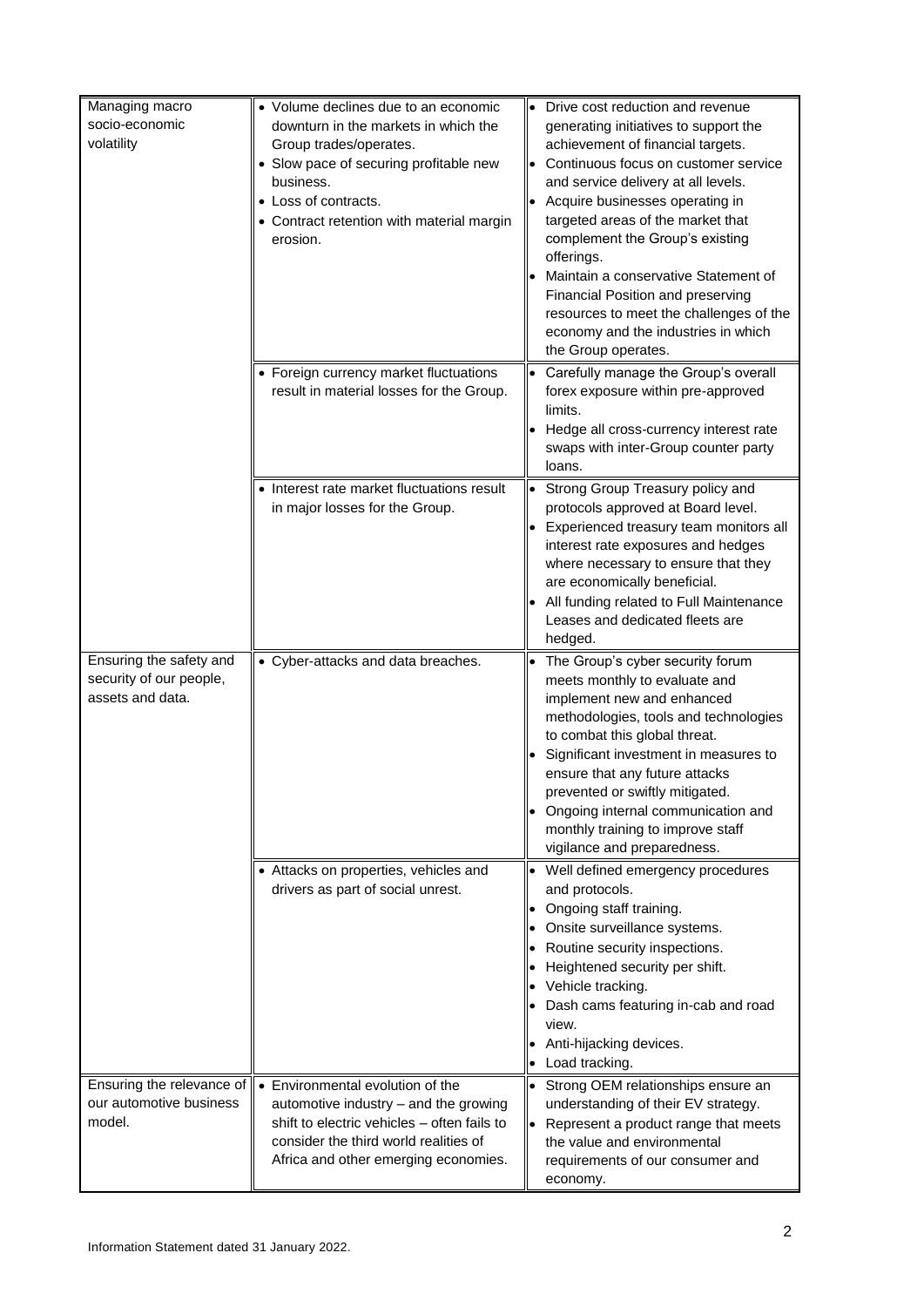| | | |
|---|---|---|
| Managing macro socio-economic volatility | • Volume declines due to an economic downturn in the markets in which the Group trades/operates.<br>• Slow pace of securing profitable new business.<br>• Loss of contracts.<br>• Contract retention with material margin erosion. | • Drive cost reduction and revenue generating initiatives to support the achievement of financial targets.<br>• Continuous focus on customer service and service delivery at all levels.<br>• Acquire businesses operating in targeted areas of the market that complement the Group's existing offerings.<br>• Maintain a conservative Statement of Financial Position and preserving resources to meet the challenges of the economy and the industries in which the Group operates. |
| | • Foreign currency market fluctuations result in material losses for the Group. | • Carefully manage the Group's overall forex exposure within pre-approved limits.<br>• Hedge all cross-currency interest rate swaps with inter-Group counter party loans. |
| | • Interest rate market fluctuations result in major losses for the Group. | • Strong Group Treasury policy and protocols approved at Board level.<br>• Experienced treasury team monitors all interest rate exposures and hedges where necessary to ensure that they are economically beneficial.<br>• All funding related to Full Maintenance Leases and dedicated fleets are hedged. |
| Ensuring the safety and security of our people, assets and data. | • Cyber-attacks and data breaches. | • The Group's cyber security forum meets monthly to evaluate and implement new and enhanced methodologies, tools and technologies to combat this global threat.<br>• Significant investment in measures to ensure that any future attacks prevented or swiftly mitigated.<br>• Ongoing internal communication and monthly training to improve staff vigilance and preparedness. |
| | • Attacks on properties, vehicles and drivers as part of social unrest. | • Well defined emergency procedures and protocols.<br>• Ongoing staff training.<br>• Onsite surveillance systems.<br>• Routine security inspections.<br>• Heightened security per shift.<br>• Vehicle tracking.<br>• Dash cams featuring in-cab and road view.<br>• Anti-hijacking devices.<br>• Load tracking. |
| Ensuring the relevance of our automotive business model. | • Environmental evolution of the automotive industry – and the growing shift to electric vehicles – often fails to consider the third world realities of Africa and other emerging economies. | • Strong OEM relationships ensure an understanding of their EV strategy.<br>• Represent a product range that meets the value and environmental requirements of our consumer and economy. |

Information Statement dated 31 January 2022.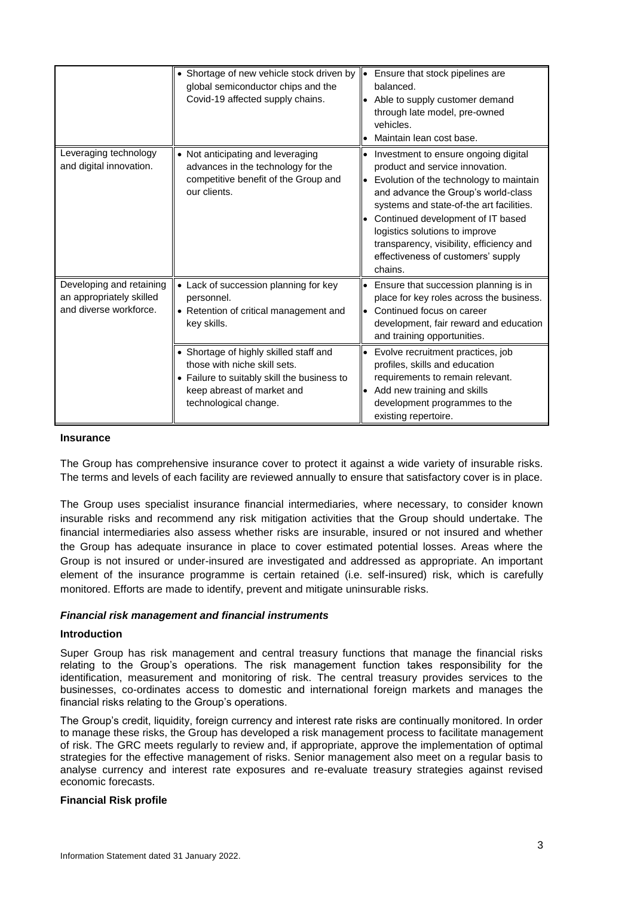| | | |
|---|---|---|
| | • Shortage of new vehicle stock driven by global semiconductor chips and the Covid-19 affected supply chains. | • Ensure that stock pipelines are balanced.<br>• Able to supply customer demand through late model, pre-owned vehicles.<br>• Maintain lean cost base. |
| Leveraging technology and digital innovation. | • Not anticipating and leveraging advances in the technology for the competitive benefit of the Group and our clients. | • Investment to ensure ongoing digital product and service innovation.<br>• Evolution of the technology to maintain and advance the Group's world-class systems and state-of-the art facilities.<br>• Continued development of IT based logistics solutions to improve transparency, visibility, efficiency and effectiveness of customers' supply chains. |
| Developing and retaining an appropriately skilled and diverse workforce. | • Lack of succession planning for key personnel.<br>• Retention of critical management and key skills. | • Ensure that succession planning is in place for key roles across the business.<br>• Continued focus on career development, fair reward and education and training opportunities. |
| | • Shortage of highly skilled staff and those with niche skill sets.<br>• Failure to suitably skill the business to keep abreast of market and technological change. | • Evolve recruitment practices, job profiles, skills and education requirements to remain relevant.<br>• Add new training and skills development programmes to the existing repertoire. |

**Insurance**

The Group has comprehensive insurance cover to protect it against a wide variety of insurable risks. The terms and levels of each facility are reviewed annually to ensure that satisfactory cover is in place.

The Group uses specialist insurance financial intermediaries, where necessary, to consider known insurable risks and recommend any risk mitigation activities that the Group should undertake. The financial intermediaries also assess whether risks are insurable, insured or not insured and whether the Group has adequate insurance in place to cover estimated potential losses. Areas where the Group is not insured or under-insured are investigated and addressed as appropriate. An important element of the insurance programme is certain retained (i.e. self-insured) risk, which is carefully monitored. Efforts are made to identify, prevent and mitigate uninsurable risks.

***Financial risk management and financial instruments***

**Introduction**

Super Group has risk management and central treasury functions that manage the financial risks relating to the Group's operations. The risk management function takes responsibility for the identification, measurement and monitoring of risk. The central treasury provides services to the businesses, co-ordinates access to domestic and international foreign markets and manages the financial risks relating to the Group's operations.

The Group's credit, liquidity, foreign currency and interest rate risks are continually monitored. In order to manage these risks, the Group has developed a risk management process to facilitate management of risk. The GRC meets regularly to review and, if appropriate, approve the implementation of optimal strategies for the effective management of risks. Senior management also meet on a regular basis to analyse currency and interest rate exposures and re-evaluate treasury strategies against revised economic forecasts.

**Financial Risk profile**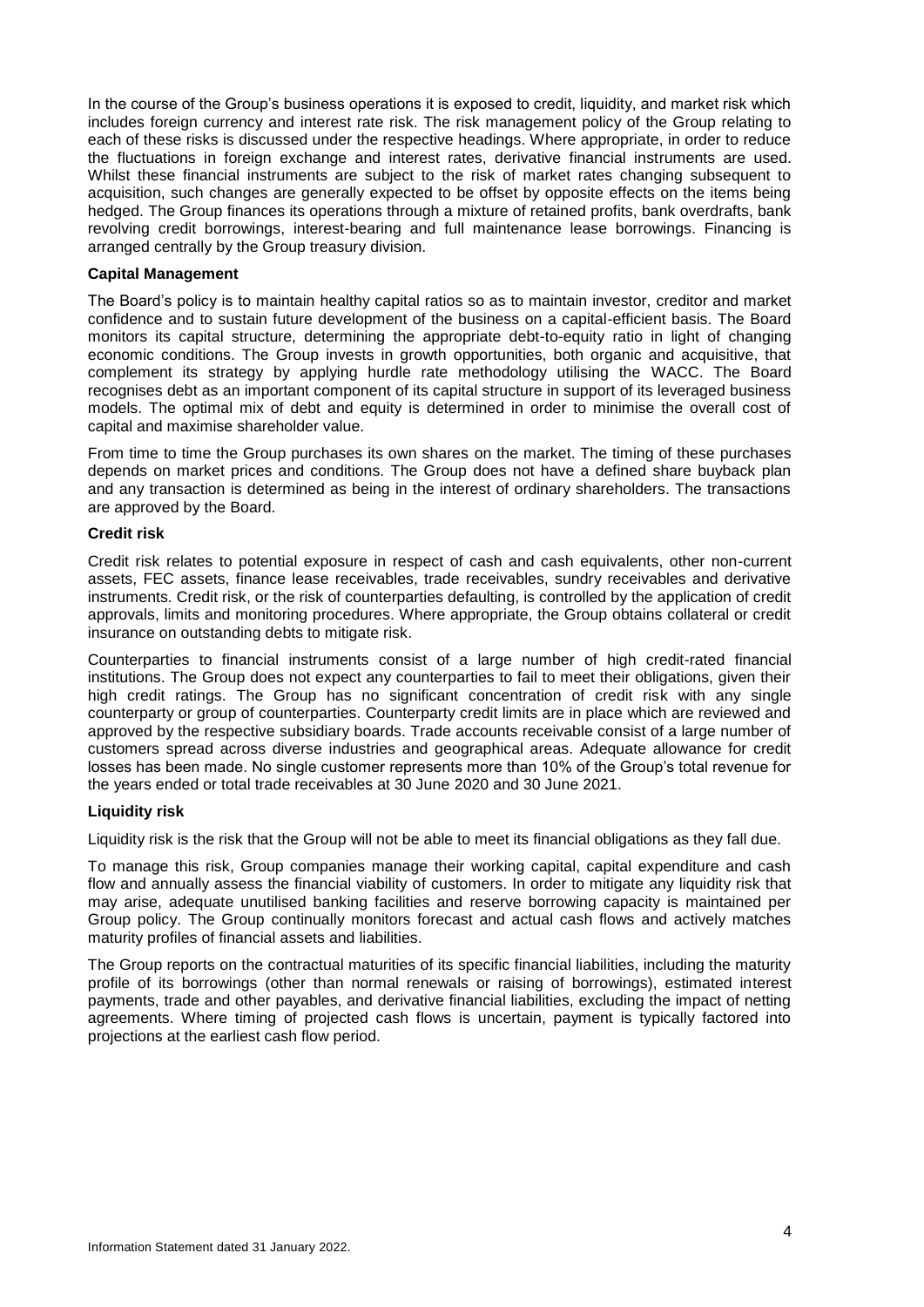In the course of the Group's business operations it is exposed to credit, liquidity, and market risk which includes foreign currency and interest rate risk. The risk management policy of the Group relating to each of these risks is discussed under the respective headings. Where appropriate, in order to reduce the fluctuations in foreign exchange and interest rates, derivative financial instruments are used. Whilst these financial instruments are subject to the risk of market rates changing subsequent to acquisition, such changes are generally expected to be offset by opposite effects on the items being hedged. The Group finances its operations through a mixture of retained profits, bank overdrafts, bank revolving credit borrowings, interest-bearing and full maintenance lease borrowings. Financing is arranged centrally by the Group treasury division.

**Capital Management**

The Board's policy is to maintain healthy capital ratios so as to maintain investor, creditor and market confidence and to sustain future development of the business on a capital-efficient basis. The Board monitors its capital structure, determining the appropriate debt-to-equity ratio in light of changing economic conditions. The Group invests in growth opportunities, both organic and acquisitive, that complement its strategy by applying hurdle rate methodology utilising the WACC. The Board recognises debt as an important component of its capital structure in support of its leveraged business models. The optimal mix of debt and equity is determined in order to minimise the overall cost of capital and maximise shareholder value.

From time to time the Group purchases its own shares on the market. The timing of these purchases depends on market prices and conditions. The Group does not have a defined share buyback plan and any transaction is determined as being in the interest of ordinary shareholders. The transactions are approved by the Board.

**Credit risk**

Credit risk relates to potential exposure in respect of cash and cash equivalents, other non-current assets, FEC assets, finance lease receivables, trade receivables, sundry receivables and derivative instruments. Credit risk, or the risk of counterparties defaulting, is controlled by the application of credit approvals, limits and monitoring procedures. Where appropriate, the Group obtains collateral or credit insurance on outstanding debts to mitigate risk.

Counterparties to financial instruments consist of a large number of high credit-rated financial institutions. The Group does not expect any counterparties to fail to meet their obligations, given their high credit ratings. The Group has no significant concentration of credit risk with any single counterparty or group of counterparties. Counterparty credit limits are in place which are reviewed and approved by the respective subsidiary boards. Trade accounts receivable consist of a large number of customers spread across diverse industries and geographical areas. Adequate allowance for credit losses has been made. No single customer represents more than 10% of the Group's total revenue for the years ended or total trade receivables at 30 June 2020 and 30 June 2021.

**Liquidity risk**

Liquidity risk is the risk that the Group will not be able to meet its financial obligations as they fall due.

To manage this risk, Group companies manage their working capital, capital expenditure and cash flow and annually assess the financial viability of customers. In order to mitigate any liquidity risk that may arise, adequate unutilised banking facilities and reserve borrowing capacity is maintained per Group policy. The Group continually monitors forecast and actual cash flows and actively matches maturity profiles of financial assets and liabilities.

The Group reports on the contractual maturities of its specific financial liabilities, including the maturity profile of its borrowings (other than normal renewals or raising of borrowings), estimated interest payments, trade and other payables, and derivative financial liabilities, excluding the impact of netting agreements. Where timing of projected cash flows is uncertain, payment is typically factored into projections at the earliest cash flow period.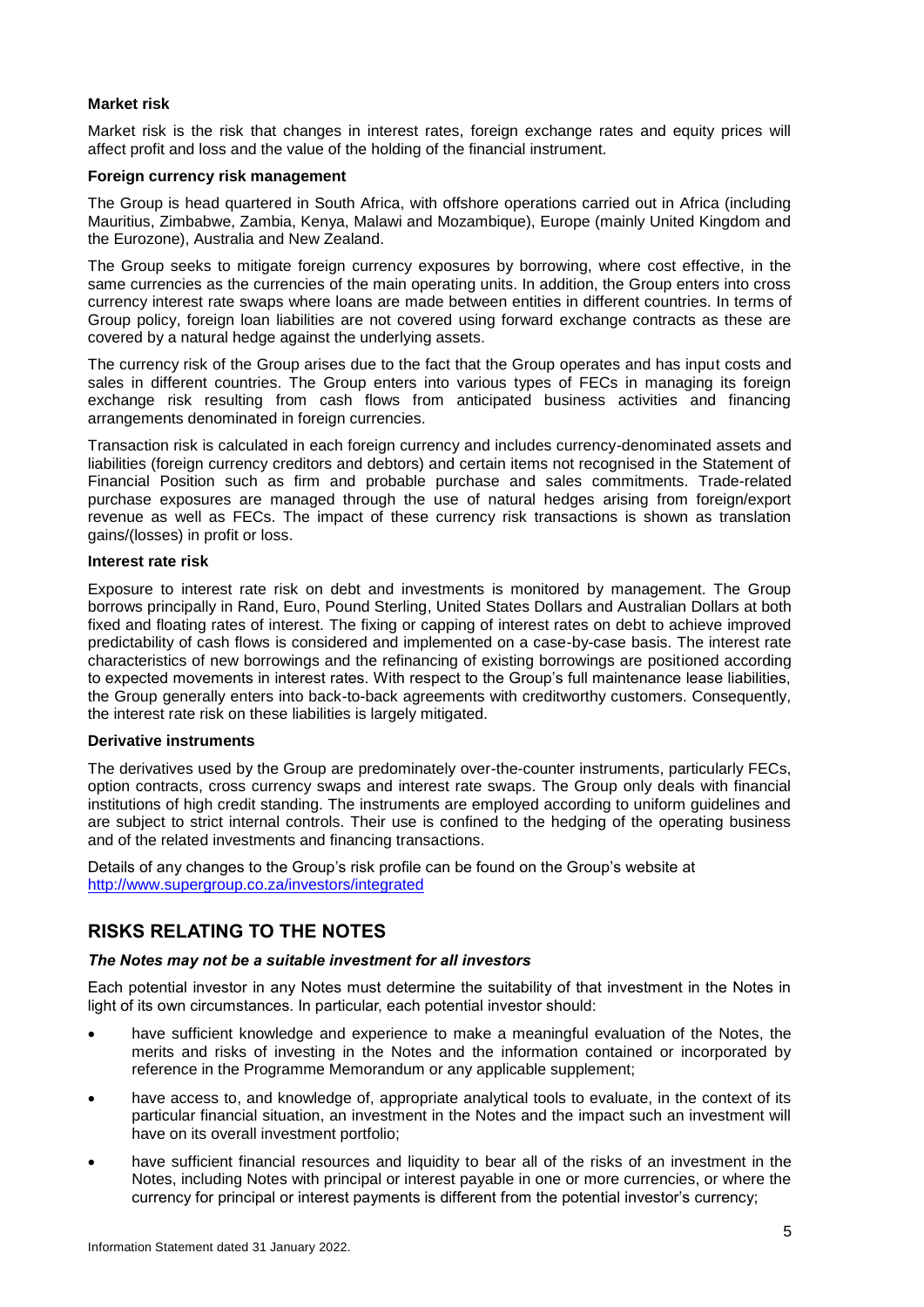**Market risk**

Market risk is the risk that changes in interest rates, foreign exchange rates and equity prices will affect profit and loss and the value of the holding of the financial instrument.

**Foreign currency risk management**

The Group is head quartered in South Africa, with offshore operations carried out in Africa (including Mauritius, Zimbabwe, Zambia, Kenya, Malawi and Mozambique), Europe (mainly United Kingdom and the Eurozone), Australia and New Zealand.

The Group seeks to mitigate foreign currency exposures by borrowing, where cost effective, in the same currencies as the currencies of the main operating units. In addition, the Group enters into cross currency interest rate swaps where loans are made between entities in different countries. In terms of Group policy, foreign loan liabilities are not covered using forward exchange contracts as these are covered by a natural hedge against the underlying assets.

The currency risk of the Group arises due to the fact that the Group operates and has input costs and sales in different countries. The Group enters into various types of FECs in managing its foreign exchange risk resulting from cash flows from anticipated business activities and financing arrangements denominated in foreign currencies.

Transaction risk is calculated in each foreign currency and includes currency-denominated assets and liabilities (foreign currency creditors and debtors) and certain items not recognised in the Statement of Financial Position such as firm and probable purchase and sales commitments. Trade-related purchase exposures are managed through the use of natural hedges arising from foreign/export revenue as well as FECs. The impact of these currency risk transactions is shown as translation gains/(losses) in profit or loss.

**Interest rate risk**

Exposure to interest rate risk on debt and investments is monitored by management. The Group borrows principally in Rand, Euro, Pound Sterling, United States Dollars and Australian Dollars at both fixed and floating rates of interest. The fixing or capping of interest rates on debt to achieve improved predictability of cash flows is considered and implemented on a case-by-case basis. The interest rate characteristics of new borrowings and the refinancing of existing borrowings are positioned according to expected movements in interest rates. With respect to the Group's full maintenance lease liabilities, the Group generally enters into back-to-back agreements with creditworthy customers. Consequently, the interest rate risk on these liabilities is largely mitigated.

**Derivative instruments**

The derivatives used by the Group are predominately over-the-counter instruments, particularly FECs, option contracts, cross currency swaps and interest rate swaps. The Group only deals with financial institutions of high credit standing. The instruments are employed according to uniform guidelines and are subject to strict internal controls. Their use is confined to the hedging of the operating business and of the related investments and financing transactions.

Details of any changes to the Group's risk profile can be found on the Group's website at http://www.supergroup.co.za/investors/integrated

## RISKS RELATING TO THE NOTES

***The Notes may not be a suitable investment for all investors***

Each potential investor in any Notes must determine the suitability of that investment in the Notes in light of its own circumstances. In particular, each potential investor should:

- have sufficient knowledge and experience to make a meaningful evaluation of the Notes, the merits and risks of investing in the Notes and the information contained or incorporated by reference in the Programme Memorandum or any applicable supplement;
- have access to, and knowledge of, appropriate analytical tools to evaluate, in the context of its particular financial situation, an investment in the Notes and the impact such an investment will have on its overall investment portfolio;
- have sufficient financial resources and liquidity to bear all of the risks of an investment in the Notes, including Notes with principal or interest payable in one or more currencies, or where the currency for principal or interest payments is different from the potential investor's currency;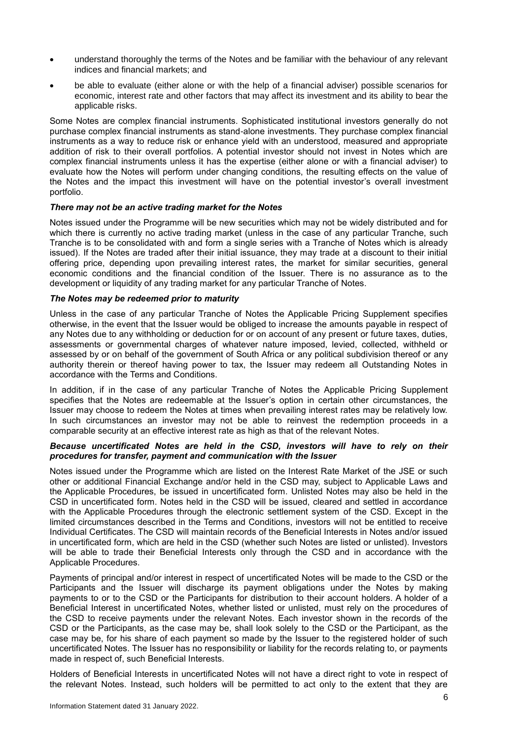- understand thoroughly the terms of the Notes and be familiar with the behaviour of any relevant indices and financial markets; and
- be able to evaluate (either alone or with the help of a financial adviser) possible scenarios for economic, interest rate and other factors that may affect its investment and its ability to bear the applicable risks.

Some Notes are complex financial instruments. Sophisticated institutional investors generally do not purchase complex financial instruments as stand-alone investments. They purchase complex financial instruments as a way to reduce risk or enhance yield with an understood, measured and appropriate addition of risk to their overall portfolios. A potential investor should not invest in Notes which are complex financial instruments unless it has the expertise (either alone or with a financial adviser) to evaluate how the Notes will perform under changing conditions, the resulting effects on the value of the Notes and the impact this investment will have on the potential investor's overall investment portfolio.

***There may not be an active trading market for the Notes***

Notes issued under the Programme will be new securities which may not be widely distributed and for which there is currently no active trading market (unless in the case of any particular Tranche, such Tranche is to be consolidated with and form a single series with a Tranche of Notes which is already issued). If the Notes are traded after their initial issuance, they may trade at a discount to their initial offering price, depending upon prevailing interest rates, the market for similar securities, general economic conditions and the financial condition of the Issuer. There is no assurance as to the development or liquidity of any trading market for any particular Tranche of Notes.

***The Notes may be redeemed prior to maturity***

Unless in the case of any particular Tranche of Notes the Applicable Pricing Supplement specifies otherwise, in the event that the Issuer would be obliged to increase the amounts payable in respect of any Notes due to any withholding or deduction for or on account of any present or future taxes, duties, assessments or governmental charges of whatever nature imposed, levied, collected, withheld or assessed by or on behalf of the government of South Africa or any political subdivision thereof or any authority therein or thereof having power to tax, the Issuer may redeem all Outstanding Notes in accordance with the Terms and Conditions.

In addition, if in the case of any particular Tranche of Notes the Applicable Pricing Supplement specifies that the Notes are redeemable at the Issuer's option in certain other circumstances, the Issuer may choose to redeem the Notes at times when prevailing interest rates may be relatively low. In such circumstances an investor may not be able to reinvest the redemption proceeds in a comparable security at an effective interest rate as high as that of the relevant Notes.

***Because uncertificated Notes are held in the CSD, investors will have to rely on their procedures for transfer, payment and communication with the Issuer***

Notes issued under the Programme which are listed on the Interest Rate Market of the JSE or such other or additional Financial Exchange and/or held in the CSD may, subject to Applicable Laws and the Applicable Procedures, be issued in uncertificated form. Unlisted Notes may also be held in the CSD in uncertificated form. Notes held in the CSD will be issued, cleared and settled in accordance with the Applicable Procedures through the electronic settlement system of the CSD. Except in the limited circumstances described in the Terms and Conditions, investors will not be entitled to receive Individual Certificates. The CSD will maintain records of the Beneficial Interests in Notes and/or issued in uncertificated form, which are held in the CSD (whether such Notes are listed or unlisted). Investors will be able to trade their Beneficial Interests only through the CSD and in accordance with the Applicable Procedures.

Payments of principal and/or interest in respect of uncertificated Notes will be made to the CSD or the Participants and the Issuer will discharge its payment obligations under the Notes by making payments to or to the CSD or the Participants for distribution to their account holders. A holder of a Beneficial Interest in uncertificated Notes, whether listed or unlisted, must rely on the procedures of the CSD to receive payments under the relevant Notes. Each investor shown in the records of the CSD or the Participants, as the case may be, shall look solely to the CSD or the Participant, as the case may be, for his share of each payment so made by the Issuer to the registered holder of such uncertificated Notes. The Issuer has no responsibility or liability for the records relating to, or payments made in respect of, such Beneficial Interests.

Holders of Beneficial Interests in uncertificated Notes will not have a direct right to vote in respect of the relevant Notes. Instead, such holders will be permitted to act only to the extent that they are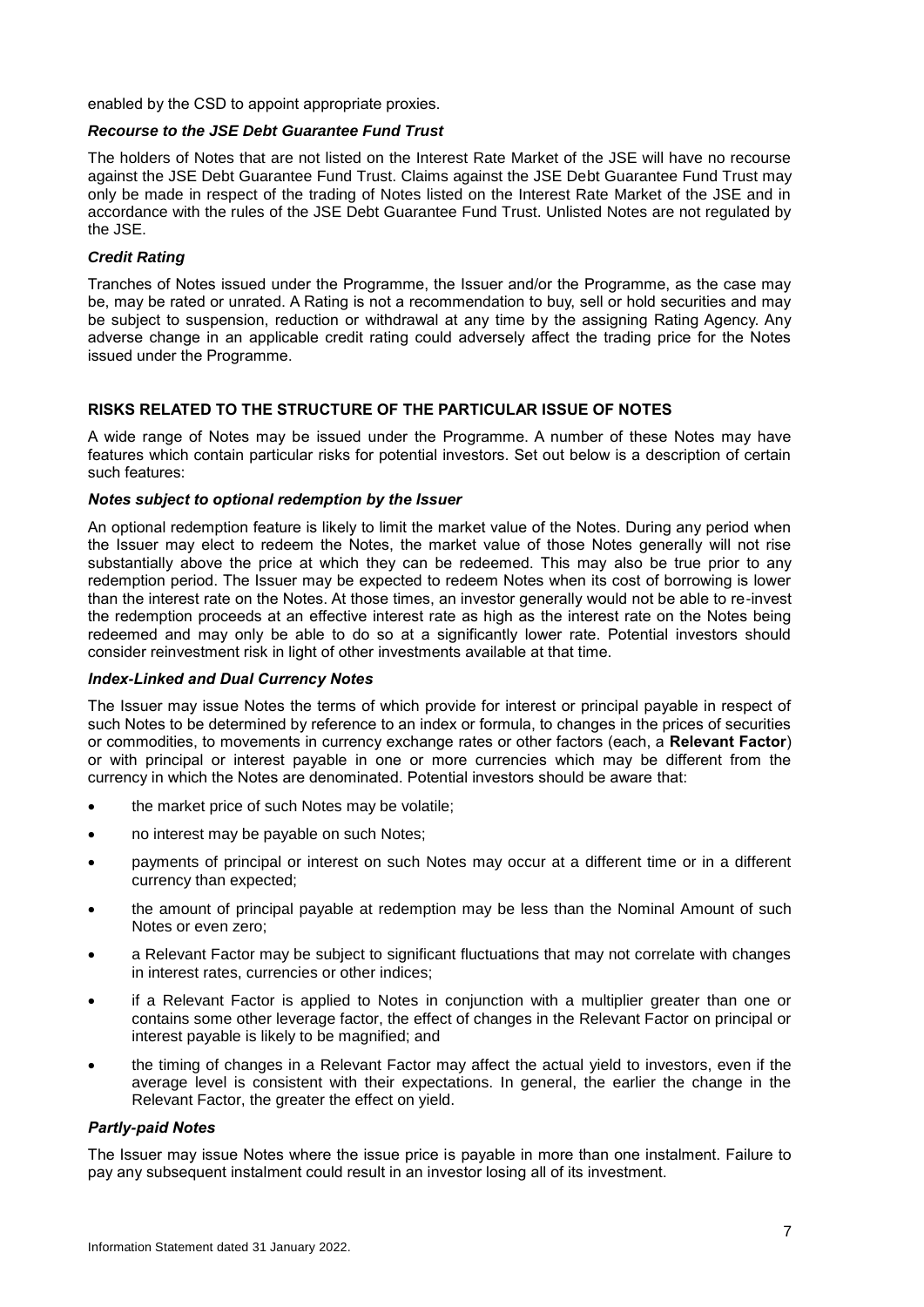enabled by the CSD to appoint appropriate proxies.

### *Recourse to the JSE Debt Guarantee Fund Trust*

The holders of Notes that are not listed on the Interest Rate Market of the JSE will have no recourse against the JSE Debt Guarantee Fund Trust. Claims against the JSE Debt Guarantee Fund Trust may only be made in respect of the trading of Notes listed on the Interest Rate Market of the JSE and in accordance with the rules of the JSE Debt Guarantee Fund Trust. Unlisted Notes are not regulated by the JSE.

### *Credit Rating*

Tranches of Notes issued under the Programme, the Issuer and/or the Programme, as the case may be, may be rated or unrated. A Rating is not a recommendation to buy, sell or hold securities and may be subject to suspension, reduction or withdrawal at any time by the assigning Rating Agency. Any adverse change in an applicable credit rating could adversely affect the trading price for the Notes issued under the Programme.

## RISKS RELATED TO THE STRUCTURE OF THE PARTICULAR ISSUE OF NOTES

A wide range of Notes may be issued under the Programme. A number of these Notes may have features which contain particular risks for potential investors. Set out below is a description of certain such features:

### *Notes subject to optional redemption by the Issuer*

An optional redemption feature is likely to limit the market value of the Notes. During any period when the Issuer may elect to redeem the Notes, the market value of those Notes generally will not rise substantially above the price at which they can be redeemed. This may also be true prior to any redemption period. The Issuer may be expected to redeem Notes when its cost of borrowing is lower than the interest rate on the Notes. At those times, an investor generally would not be able to re-invest the redemption proceeds at an effective interest rate as high as the interest rate on the Notes being redeemed and may only be able to do so at a significantly lower rate. Potential investors should consider reinvestment risk in light of other investments available at that time.

### *Index-Linked and Dual Currency Notes*

The Issuer may issue Notes the terms of which provide for interest or principal payable in respect of such Notes to be determined by reference to an index or formula, to changes in the prices of securities or commodities, to movements in currency exchange rates or other factors (each, a **Relevant Factor**) or with principal or interest payable in one or more currencies which may be different from the currency in which the Notes are denominated. Potential investors should be aware that:

- the market price of such Notes may be volatile;
- no interest may be payable on such Notes;
- payments of principal or interest on such Notes may occur at a different time or in a different currency than expected;
- the amount of principal payable at redemption may be less than the Nominal Amount of such Notes or even zero;
- a Relevant Factor may be subject to significant fluctuations that may not correlate with changes in interest rates, currencies or other indices;
- if a Relevant Factor is applied to Notes in conjunction with a multiplier greater than one or contains some other leverage factor, the effect of changes in the Relevant Factor on principal or interest payable is likely to be magnified; and
- the timing of changes in a Relevant Factor may affect the actual yield to investors, even if the average level is consistent with their expectations. In general, the earlier the change in the Relevant Factor, the greater the effect on yield.

### *Partly-paid Notes*

The Issuer may issue Notes where the issue price is payable in more than one instalment. Failure to pay any subsequent instalment could result in an investor losing all of its investment.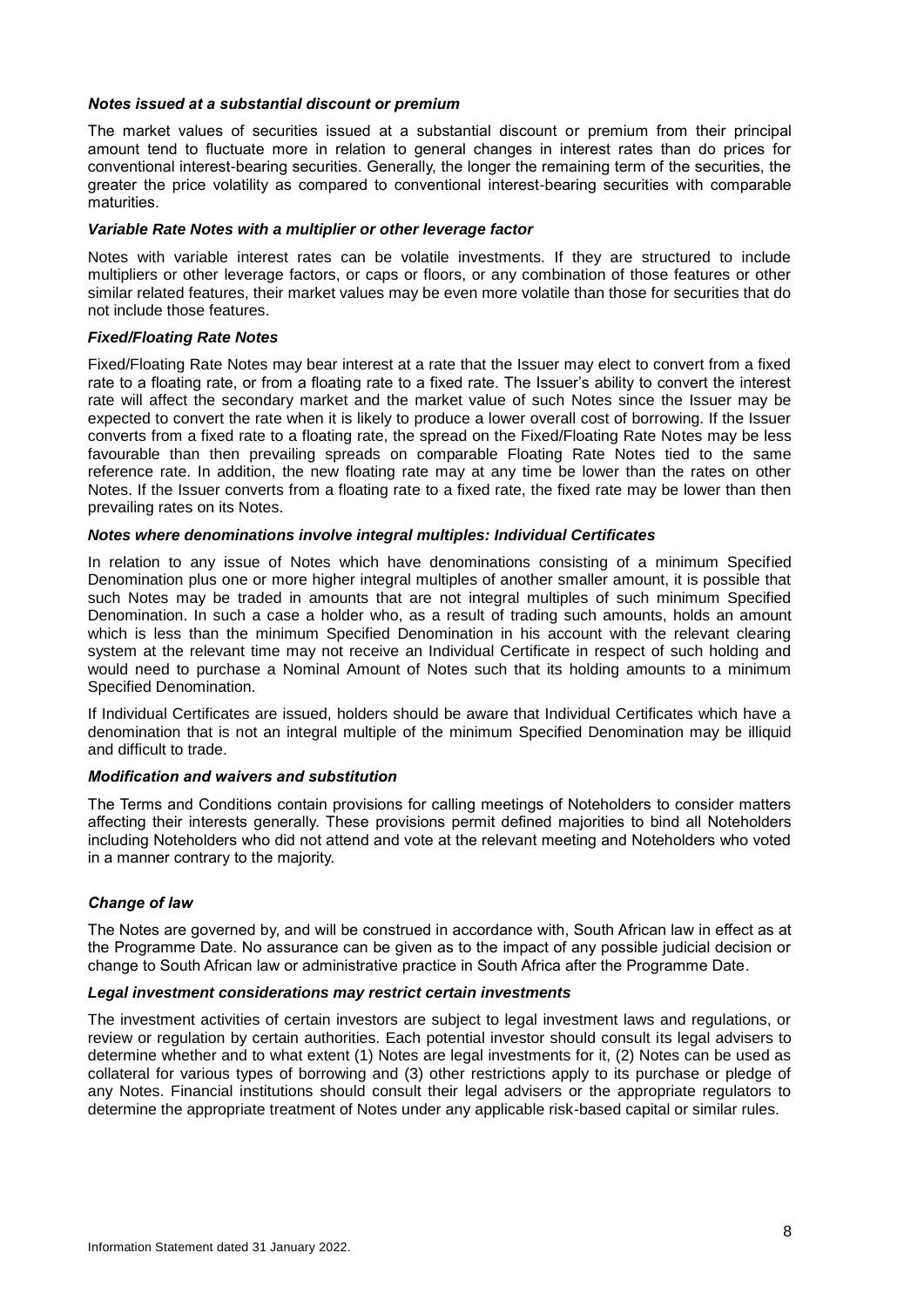***Notes issued at a substantial discount or premium***

The market values of securities issued at a substantial discount or premium from their principal amount tend to fluctuate more in relation to general changes in interest rates than do prices for conventional interest-bearing securities. Generally, the longer the remaining term of the securities, the greater the price volatility as compared to conventional interest-bearing securities with comparable maturities.

***Variable Rate Notes with a multiplier or other leverage factor***

Notes with variable interest rates can be volatile investments. If they are structured to include multipliers or other leverage factors, or caps or floors, or any combination of those features or other similar related features, their market values may be even more volatile than those for securities that do not include those features.

***Fixed/Floating Rate Notes***

Fixed/Floating Rate Notes may bear interest at a rate that the Issuer may elect to convert from a fixed rate to a floating rate, or from a floating rate to a fixed rate. The Issuer's ability to convert the interest rate will affect the secondary market and the market value of such Notes since the Issuer may be expected to convert the rate when it is likely to produce a lower overall cost of borrowing. If the Issuer converts from a fixed rate to a floating rate, the spread on the Fixed/Floating Rate Notes may be less favourable than then prevailing spreads on comparable Floating Rate Notes tied to the same reference rate. In addition, the new floating rate may at any time be lower than the rates on other Notes. If the Issuer converts from a floating rate to a fixed rate, the fixed rate may be lower than then prevailing rates on its Notes.

***Notes where denominations involve integral multiples: Individual Certificates***

In relation to any issue of Notes which have denominations consisting of a minimum Specified Denomination plus one or more higher integral multiples of another smaller amount, it is possible that such Notes may be traded in amounts that are not integral multiples of such minimum Specified Denomination. In such a case a holder who, as a result of trading such amounts, holds an amount which is less than the minimum Specified Denomination in his account with the relevant clearing system at the relevant time may not receive an Individual Certificate in respect of such holding and would need to purchase a Nominal Amount of Notes such that its holding amounts to a minimum Specified Denomination.

If Individual Certificates are issued, holders should be aware that Individual Certificates which have a denomination that is not an integral multiple of the minimum Specified Denomination may be illiquid and difficult to trade.

***Modification and waivers and substitution***

The Terms and Conditions contain provisions for calling meetings of Noteholders to consider matters affecting their interests generally. These provisions permit defined majorities to bind all Noteholders including Noteholders who did not attend and vote at the relevant meeting and Noteholders who voted in a manner contrary to the majority.

***Change of law***

The Notes are governed by, and will be construed in accordance with, South African law in effect as at the Programme Date. No assurance can be given as to the impact of any possible judicial decision or change to South African law or administrative practice in South Africa after the Programme Date.

***Legal investment considerations may restrict certain investments***

The investment activities of certain investors are subject to legal investment laws and regulations, or review or regulation by certain authorities. Each potential investor should consult its legal advisers to determine whether and to what extent (1) Notes are legal investments for it, (2) Notes can be used as collateral for various types of borrowing and (3) other restrictions apply to its purchase or pledge of any Notes. Financial institutions should consult their legal advisers or the appropriate regulators to determine the appropriate treatment of Notes under any applicable risk-based capital or similar rules.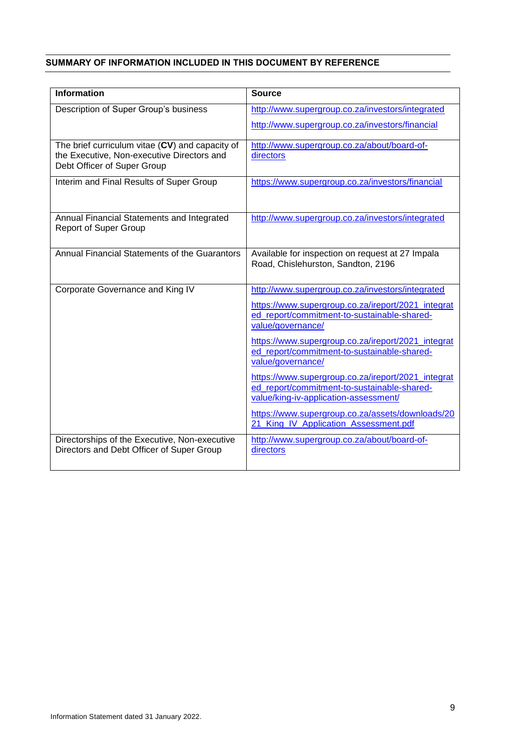## SUMMARY OF INFORMATION INCLUDED IN THIS DOCUMENT BY REFERENCE

| Information | Source |
|---|---|
| Description of Super Group's business | http://www.supergroup.co.za/investors/integrated<br>http://www.supergroup.co.za/investors/financial |
| The brief curriculum vitae (**CV**) and capacity of the Executive, Non-executive Directors and Debt Officer of Super Group | http://www.supergroup.co.za/about/board-of-directors |
| Interim and Final Results of Super Group | https://www.supergroup.co.za/investors/financial |
| Annual Financial Statements and Integrated Report of Super Group | http://www.supergroup.co.za/investors/integrated |
| Annual Financial Statements of the Guarantors | Available for inspection on request at 27 Impala Road, Chislehurston, Sandton, 2196 |
| Corporate Governance and King IV | http://www.supergroup.co.za/investors/integrated<br>https://www.supergroup.co.za/ireport/2021_integrated_report/commitment-to-sustainable-shared-value/governance/<br>https://www.supergroup.co.za/ireport/2021_integrated_report/commitment-to-sustainable-shared-value/governance/<br>https://www.supergroup.co.za/ireport/2021_integrated_report/commitment-to-sustainable-shared-value/king-iv-application-assessment/<br>https://www.supergroup.co.za/assets/downloads/2021_King_IV_Application_Assessment.pdf |
| Directorships of the Executive, Non-executive Directors and Debt Officer of Super Group | http://www.supergroup.co.za/about/board-of-directors |

Information Statement dated 31 January 2022.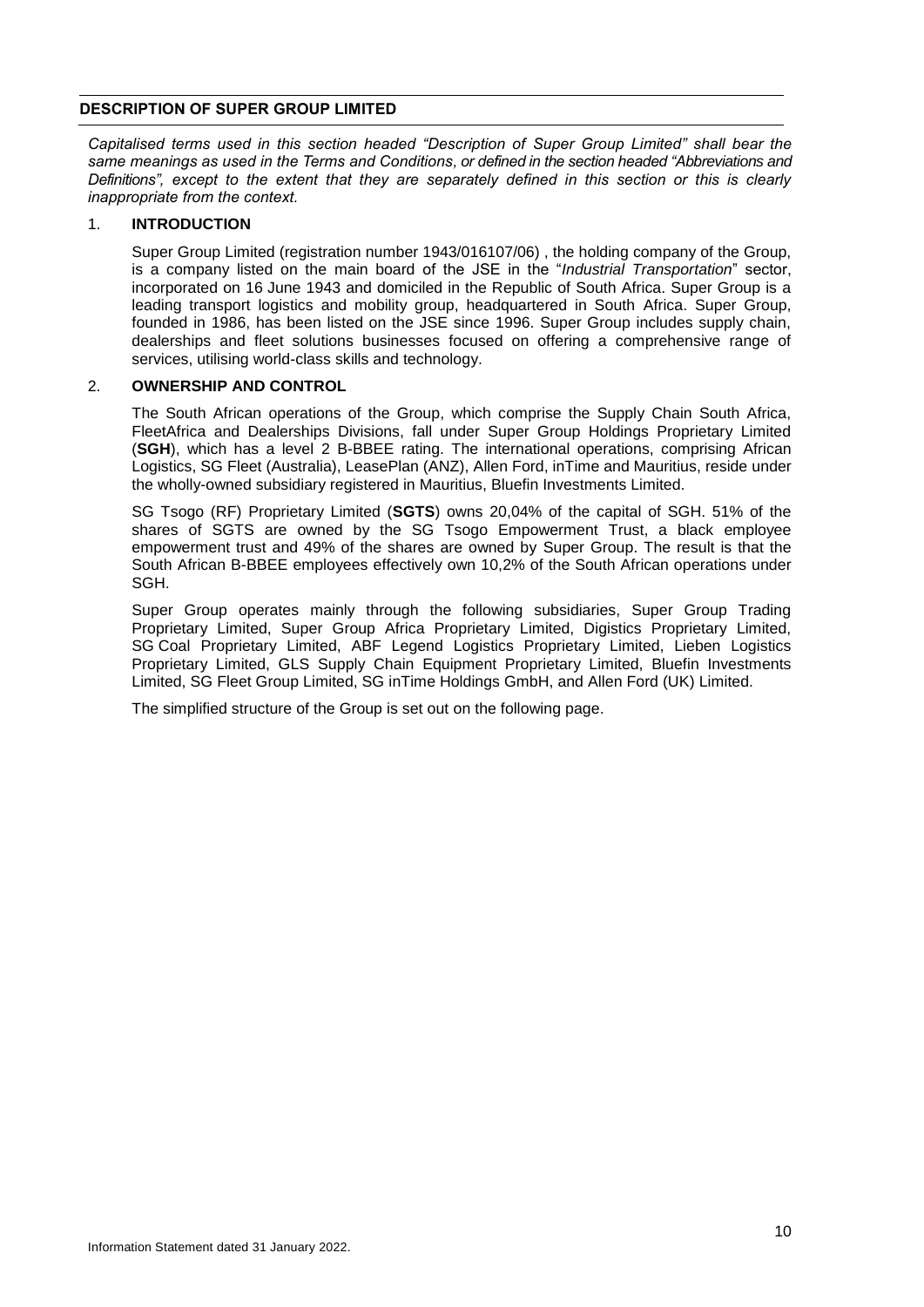## DESCRIPTION OF SUPER GROUP LIMITED

*Capitalised terms used in this section headed "Description of Super Group Limited" shall bear the same meanings as used in the Terms and Conditions, or defined in the section headed "Abbreviations and Definitions", except to the extent that they are separately defined in this section or this is clearly inappropriate from the context.*

### 1. INTRODUCTION

Super Group Limited (registration number 1943/016107/06) , the holding company of the Group, is a company listed on the main board of the JSE in the "*Industrial Transportation*" sector, incorporated on 16 June 1943 and domiciled in the Republic of South Africa. Super Group is a leading transport logistics and mobility group, headquartered in South Africa. Super Group, founded in 1986, has been listed on the JSE since 1996. Super Group includes supply chain, dealerships and fleet solutions businesses focused on offering a comprehensive range of services, utilising world-class skills and technology.

### 2. OWNERSHIP AND CONTROL

The South African operations of the Group, which comprise the Supply Chain South Africa, FleetAfrica and Dealerships Divisions, fall under Super Group Holdings Proprietary Limited (**SGH**), which has a level 2 B-BBEE rating. The international operations, comprising African Logistics, SG Fleet (Australia), LeasePlan (ANZ), Allen Ford, inTime and Mauritius, reside under the wholly-owned subsidiary registered in Mauritius, Bluefin Investments Limited.

SG Tsogo (RF) Proprietary Limited (**SGTS**) owns 20,04% of the capital of SGH. 51% of the shares of SGTS are owned by the SG Tsogo Empowerment Trust, a black employee empowerment trust and 49% of the shares are owned by Super Group. The result is that the South African B-BBEE employees effectively own 10,2% of the South African operations under SGH.

Super Group operates mainly through the following subsidiaries, Super Group Trading Proprietary Limited, Super Group Africa Proprietary Limited, Digistics Proprietary Limited, SG Coal Proprietary Limited, ABF Legend Logistics Proprietary Limited, Lieben Logistics Proprietary Limited, GLS Supply Chain Equipment Proprietary Limited, Bluefin Investments Limited, SG Fleet Group Limited, SG inTime Holdings GmbH, and Allen Ford (UK) Limited.

The simplified structure of the Group is set out on the following page.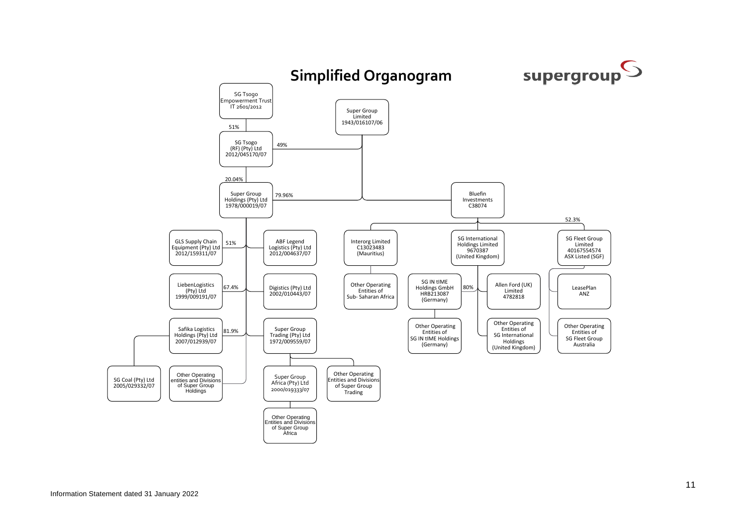# Simplified Organogram

supergroup

- **SG Tsogo Empowerment Trust** IT 2601/2012
  - 51% → **SG Tsogo (RF) (Pty) Ltd** 2012/045170/07
- **Super Group Limited** 1943/016107/06
  - 49% → **SG Tsogo (RF) (Pty) Ltd** 2012/045170/07
    - 20.04% → **Super Group Holdings (Pty) Ltd** 1978/000019/07
  - 79.96% → **Super Group Holdings (Pty) Ltd** 1978/000019/07
    - 51% → GLS Supply Chain Equipment (Pty) Ltd 2012/159311/07
    - ABF Legend Logistics (Pty) Ltd 2012/004637/07
    - 67.4% → LiebenLogistics (Pty) Ltd 1999/009191/07
    - Digistics (Pty) Ltd 2002/010443/07
    - 81.9% → Safika Logistics Holdings (Pty) Ltd 2007/012939/07
      - SG Coal (Pty) Ltd 2005/029332/07
    - Super Group Trading (Pty) Ltd 1972/009559/07
      - Super Group Africa (Pty) Ltd 2000/019333/07
        - Other Operating Entities and Divisions of Super Group Africa
      - Other Operating Entities and Divisions of Super Group Trading
    - Other Operating entities and Divisions of Super Group Holdings
  - **Bluefin Investments** C38074
    - Interorg Limited C13023483 (Mauritius)
      - Other Operating Entities of Sub- Saharan Africa
    - SG International Holdings Limited 9670387 (United Kingdom)
      - 80% → SG IN tIME Holdings GmbH HRB213087 (Germany)
        - Other Operating Entities of SG IN tIME Holdings (Germany)
      - Allen Ford (UK) Limited 4782818
      - Other Operating Entities of SG International Holdings (United Kingdom)
    - 52.3% → SG Fleet Group Limited 40167554574 ASX Listed (SGF)
      - LeasePlan ANZ
      - Other Operating Entities of SG Fleet Group Australia

Information Statement dated 31 January 2022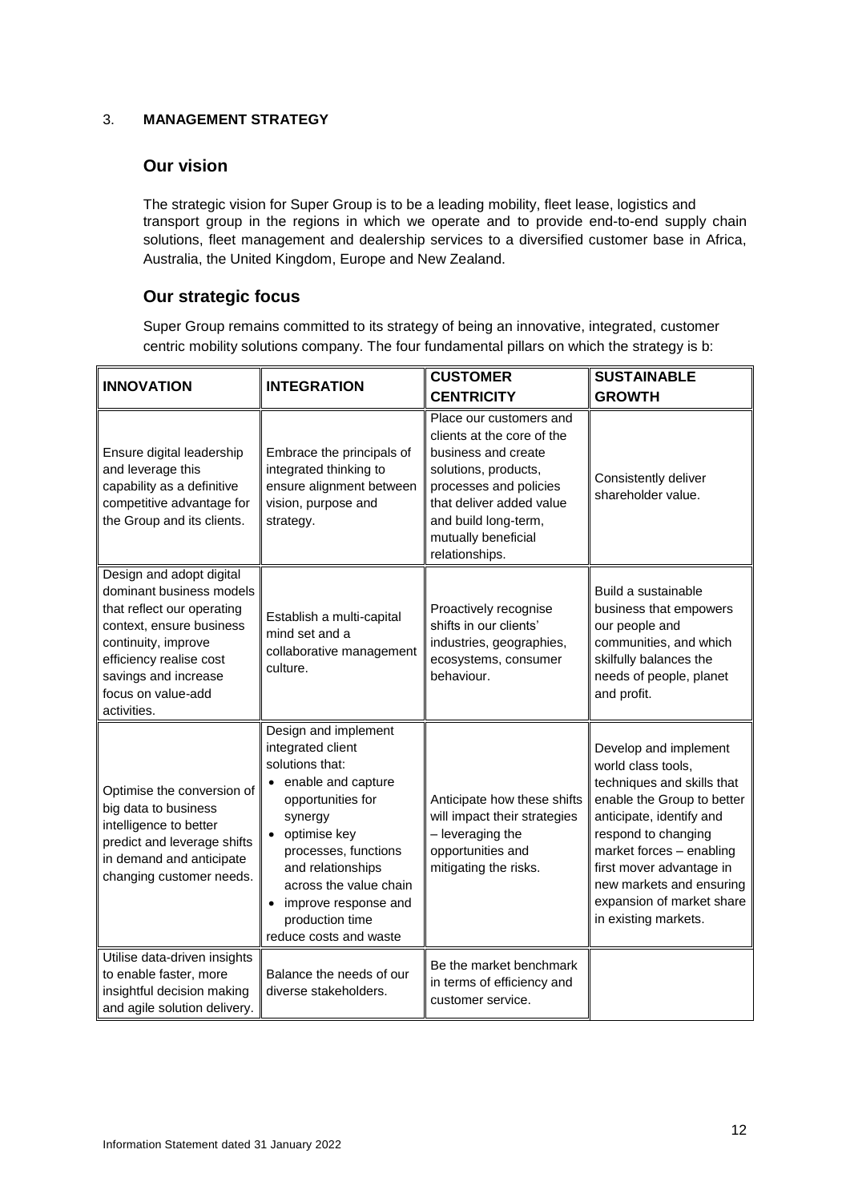### 3. **MANAGEMENT STRATEGY**

## Our vision

The strategic vision for Super Group is to be a leading mobility, fleet lease, logistics and transport group in the regions in which we operate and to provide end-to-end supply chain solutions, fleet management and dealership services to a diversified customer base in Africa, Australia, the United Kingdom, Europe and New Zealand.

## Our strategic focus

Super Group remains committed to its strategy of being an innovative, integrated, customer centric mobility solutions company. The four fundamental pillars on which the strategy is b:

| **INNOVATION** | **INTEGRATION** | **CUSTOMER CENTRICITY** | **SUSTAINABLE GROWTH** |
|---|---|---|---|
| Ensure digital leadership and leverage this capability as a definitive competitive advantage for the Group and its clients. | Embrace the principals of integrated thinking to ensure alignment between vision, purpose and strategy. | Place our customers and clients at the core of the business and create solutions, products, processes and policies that deliver added value and build long-term, mutually beneficial relationships. | Consistently deliver shareholder value. |
| Design and adopt digital dominant business models that reflect our operating context, ensure business continuity, improve efficiency realise cost savings and increase focus on value-add activities. | Establish a multi-capital mind set and a collaborative management culture. | Proactively recognise shifts in our clients' industries, geographies, ecosystems, consumer behaviour. | Build a sustainable business that empowers our people and communities, and which skilfully balances the needs of people, planet and profit. |
| Optimise the conversion of big data to business intelligence to better predict and leverage shifts in demand and anticipate changing customer needs. | Design and implement integrated client solutions that: <br>• enable and capture opportunities for synergy <br>• optimise key processes, functions and relationships across the value chain <br>• improve response and production time <br>reduce costs and waste | Anticipate how these shifts will impact their strategies – leveraging the opportunities and mitigating the risks. | Develop and implement world class tools, techniques and skills that enable the Group to better anticipate, identify and respond to changing market forces – enabling first mover advantage in new markets and ensuring expansion of market share in existing markets. |
| Utilise data-driven insights to enable faster, more insightful decision making and agile solution delivery. | Balance the needs of our diverse stakeholders. | Be the market benchmark in terms of efficiency and customer service. | |

Information Statement dated 31 January 2022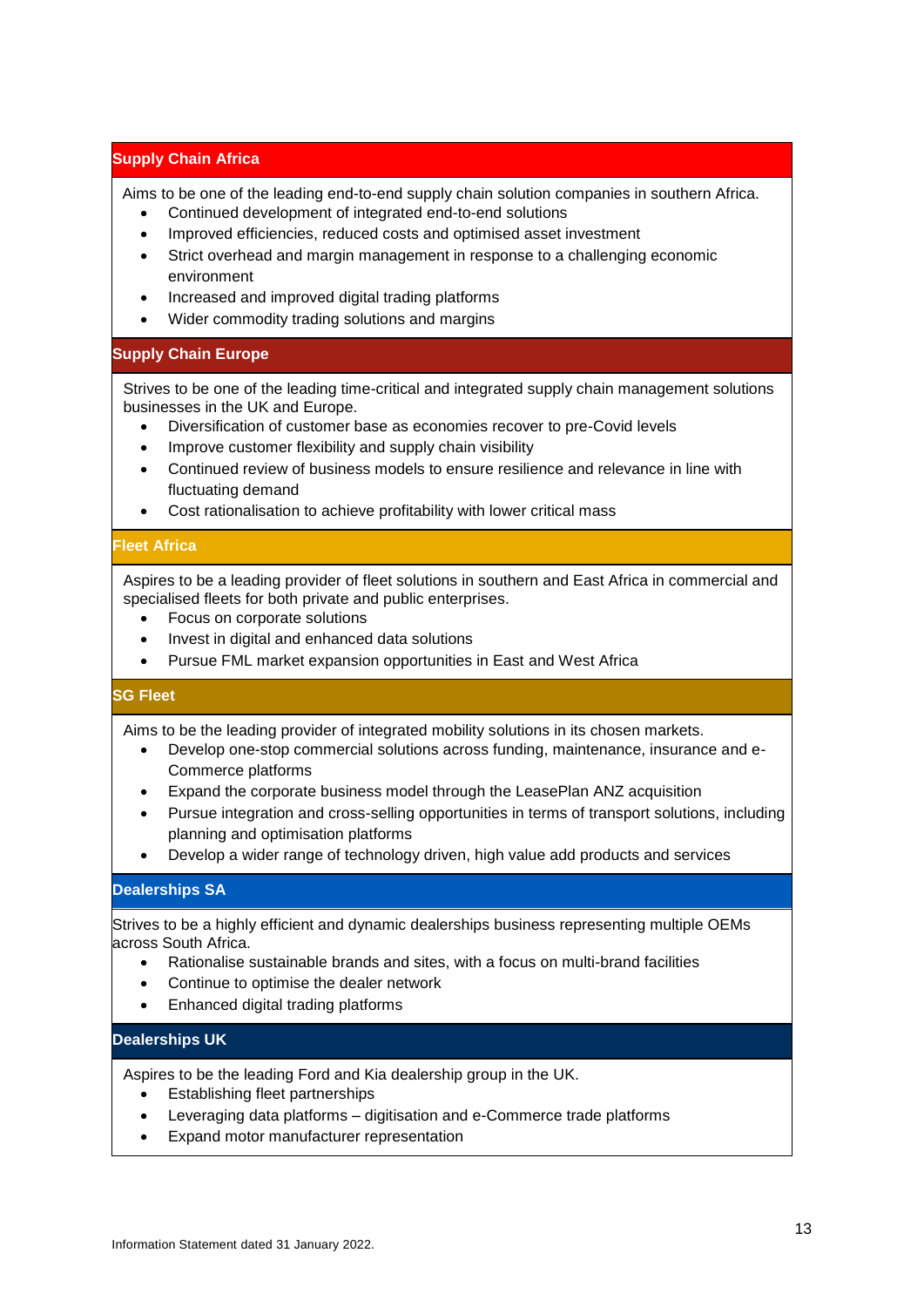### Supply Chain Africa

Aims to be one of the leading end-to-end supply chain solution companies in southern Africa.

- Continued development of integrated end-to-end solutions
- Improved efficiencies, reduced costs and optimised asset investment
- Strict overhead and margin management in response to a challenging economic environment
- Increased and improved digital trading platforms
- Wider commodity trading solutions and margins

### Supply Chain Europe

Strives to be one of the leading time-critical and integrated supply chain management solutions businesses in the UK and Europe.

- Diversification of customer base as economies recover to pre-Covid levels
- Improve customer flexibility and supply chain visibility
- Continued review of business models to ensure resilience and relevance in line with fluctuating demand
- Cost rationalisation to achieve profitability with lower critical mass

### Fleet Africa

Aspires to be a leading provider of fleet solutions in southern and East Africa in commercial and specialised fleets for both private and public enterprises.

- Focus on corporate solutions
- Invest in digital and enhanced data solutions
- Pursue FML market expansion opportunities in East and West Africa

### SG Fleet

Aims to be the leading provider of integrated mobility solutions in its chosen markets.

- Develop one-stop commercial solutions across funding, maintenance, insurance and e-Commerce platforms
- Expand the corporate business model through the LeasePlan ANZ acquisition
- Pursue integration and cross-selling opportunities in terms of transport solutions, including planning and optimisation platforms
- Develop a wider range of technology driven, high value add products and services

### Dealerships SA

Strives to be a highly efficient and dynamic dealerships business representing multiple OEMs across South Africa.

- Rationalise sustainable brands and sites, with a focus on multi-brand facilities
- Continue to optimise the dealer network
- Enhanced digital trading platforms

### Dealerships UK

Aspires to be the leading Ford and Kia dealership group in the UK.

- Establishing fleet partnerships
- Leveraging data platforms – digitisation and e-Commerce trade platforms
- Expand motor manufacturer representation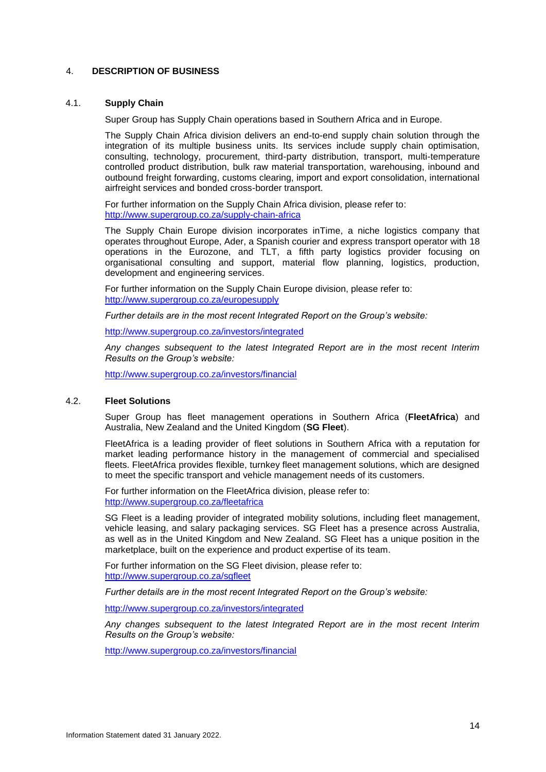## 4. DESCRIPTION OF BUSINESS

### 4.1. Supply Chain

Super Group has Supply Chain operations based in Southern Africa and in Europe.

The Supply Chain Africa division delivers an end-to-end supply chain solution through the integration of its multiple business units. Its services include supply chain optimisation, consulting, technology, procurement, third-party distribution, transport, multi-temperature controlled product distribution, bulk raw material transportation, warehousing, inbound and outbound freight forwarding, customs clearing, import and export consolidation, international airfreight services and bonded cross-border transport.

For further information on the Supply Chain Africa division, please refer to:
http://www.supergroup.co.za/supply-chain-africa

The Supply Chain Europe division incorporates inTime, a niche logistics company that operates throughout Europe, Ader, a Spanish courier and express transport operator with 18 operations in the Eurozone, and TLT, a fifth party logistics provider focusing on organisational consulting and support, material flow planning, logistics, production, development and engineering services.

For further information on the Supply Chain Europe division, please refer to:
http://www.supergroup.co.za/europesupply

*Further details are in the most recent Integrated Report on the Group's website:*

http://www.supergroup.co.za/investors/integrated

*Any changes subsequent to the latest Integrated Report are in the most recent Interim Results on the Group's website:*

http://www.supergroup.co.za/investors/financial

### 4.2. Fleet Solutions

Super Group has fleet management operations in Southern Africa (**FleetAfrica**) and Australia, New Zealand and the United Kingdom (**SG Fleet**).

FleetAfrica is a leading provider of fleet solutions in Southern Africa with a reputation for market leading performance history in the management of commercial and specialised fleets. FleetAfrica provides flexible, turnkey fleet management solutions, which are designed to meet the specific transport and vehicle management needs of its customers.

For further information on the FleetAfrica division, please refer to:
http://www.supergroup.co.za/fleetafrica

SG Fleet is a leading provider of integrated mobility solutions, including fleet management, vehicle leasing, and salary packaging services. SG Fleet has a presence across Australia, as well as in the United Kingdom and New Zealand. SG Fleet has a unique position in the marketplace, built on the experience and product expertise of its team.

For further information on the SG Fleet division, please refer to:
http://www.supergroup.co.za/sgfleet

*Further details are in the most recent Integrated Report on the Group's website:*

http://www.supergroup.co.za/investors/integrated

*Any changes subsequent to the latest Integrated Report are in the most recent Interim Results on the Group's website:*

http://www.supergroup.co.za/investors/financial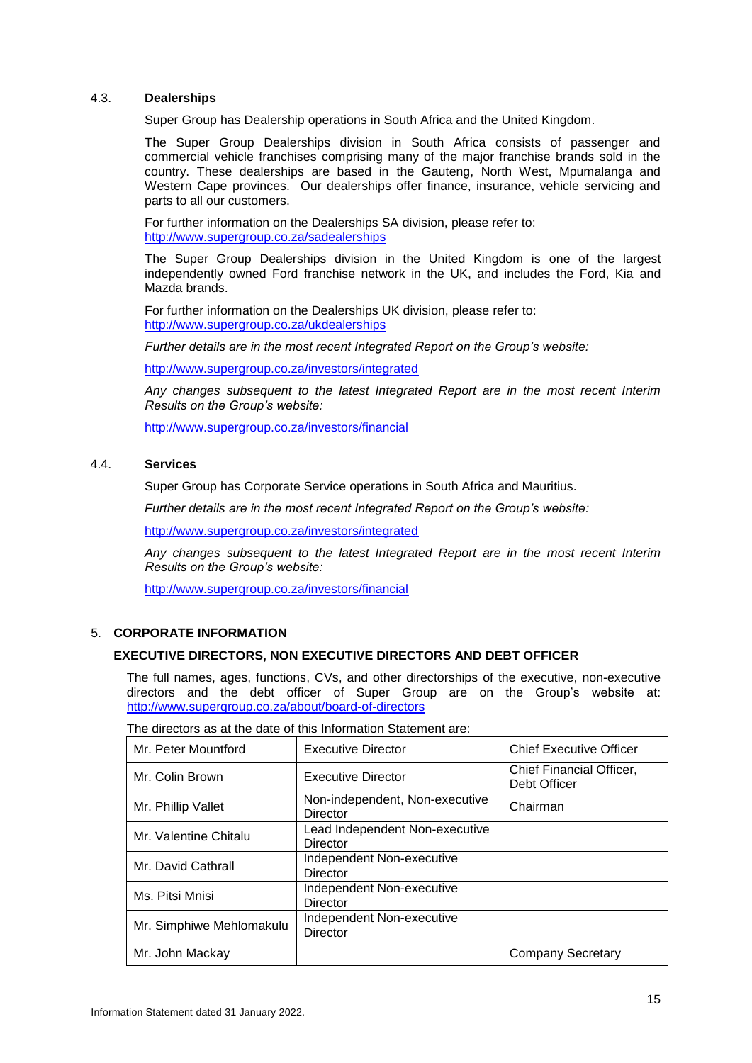### 4.3. Dealerships

Super Group has Dealership operations in South Africa and the United Kingdom.

The Super Group Dealerships division in South Africa consists of passenger and commercial vehicle franchises comprising many of the major franchise brands sold in the country. These dealerships are based in the Gauteng, North West, Mpumalanga and Western Cape provinces. Our dealerships offer finance, insurance, vehicle servicing and parts to all our customers.

For further information on the Dealerships SA division, please refer to:
http://www.supergroup.co.za/sadealerships

The Super Group Dealerships division in the United Kingdom is one of the largest independently owned Ford franchise network in the UK, and includes the Ford, Kia and Mazda brands.

For further information on the Dealerships UK division, please refer to:
http://www.supergroup.co.za/ukdealerships

*Further details are in the most recent Integrated Report on the Group's website:*

http://www.supergroup.co.za/investors/integrated

*Any changes subsequent to the latest Integrated Report are in the most recent Interim Results on the Group's website:*

http://www.supergroup.co.za/investors/financial

### 4.4. Services

Super Group has Corporate Service operations in South Africa and Mauritius.

*Further details are in the most recent Integrated Report on the Group's website:*

http://www.supergroup.co.za/investors/integrated

*Any changes subsequent to the latest Integrated Report are in the most recent Interim Results on the Group's website:*

http://www.supergroup.co.za/investors/financial

## 5. CORPORATE INFORMATION

### EXECUTIVE DIRECTORS, NON EXECUTIVE DIRECTORS AND DEBT OFFICER

The full names, ages, functions, CVs, and other directorships of the executive, non-executive directors and the debt officer of Super Group are on the Group's website at: http://www.supergroup.co.za/about/board-of-directors

The directors as at the date of this Information Statement are:

| | | |
|---|---|---|
| Mr. Peter Mountford | Executive Director | Chief Executive Officer |
| Mr. Colin Brown | Executive Director | Chief Financial Officer, Debt Officer |
| Mr. Phillip Vallet | Non-independent, Non-executive Director | Chairman |
| Mr. Valentine Chitalu | Lead Independent Non-executive Director | |
| Mr. David Cathrall | Independent Non-executive Director | |
| Ms. Pitsi Mnisi | Independent Non-executive Director | |
| Mr. Simphiwe Mehlomakulu | Independent Non-executive Director | |
| Mr. John Mackay | | Company Secretary |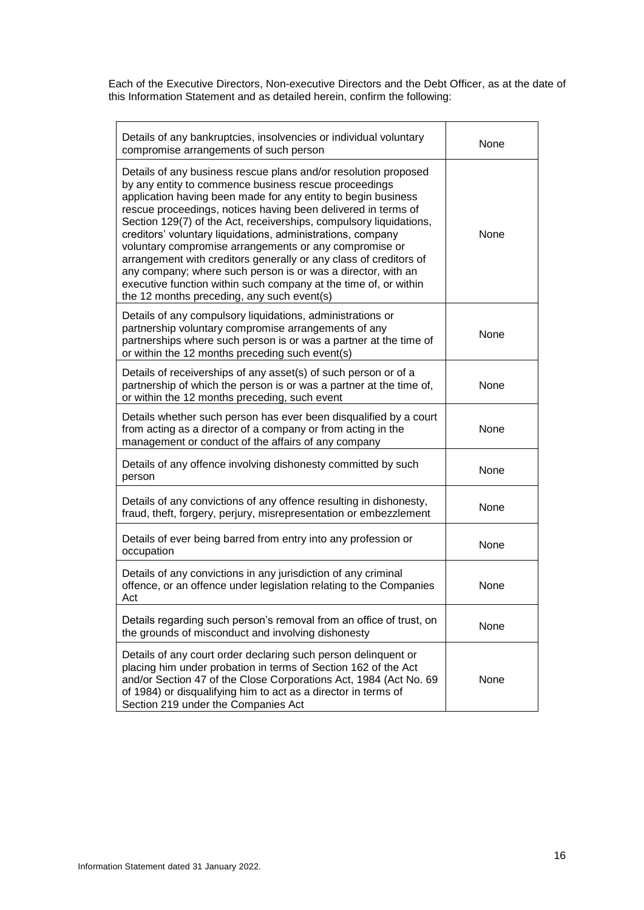Each of the Executive Directors, Non-executive Directors and the Debt Officer, as at the date of this Information Statement and as detailed herein, confirm the following:

| | |
|---|---|
| Details of any bankruptcies, insolvencies or individual voluntary compromise arrangements of such person | None |
| Details of any business rescue plans and/or resolution proposed by any entity to commence business rescue proceedings application having been made for any entity to begin business rescue proceedings, notices having been delivered in terms of Section 129(7) of the Act, receiverships, compulsory liquidations, creditors' voluntary liquidations, administrations, company voluntary compromise arrangements or any compromise or arrangement with creditors generally or any class of creditors of any company; where such person is or was a director, with an executive function within such company at the time of, or within the 12 months preceding, any such event(s) | None |
| Details of any compulsory liquidations, administrations or partnership voluntary compromise arrangements of any partnerships where such person is or was a partner at the time of or within the 12 months preceding such event(s) | None |
| Details of receiverships of any asset(s) of such person or of a partnership of which the person is or was a partner at the time of, or within the 12 months preceding, such event | None |
| Details whether such person has ever been disqualified by a court from acting as a director of a company or from acting in the management or conduct of the affairs of any company | None |
| Details of any offence involving dishonesty committed by such person | None |
| Details of any convictions of any offence resulting in dishonesty, fraud, theft, forgery, perjury, misrepresentation or embezzlement | None |
| Details of ever being barred from entry into any profession or occupation | None |
| Details of any convictions in any jurisdiction of any criminal offence, or an offence under legislation relating to the Companies Act | None |
| Details regarding such person's removal from an office of trust, on the grounds of misconduct and involving dishonesty | None |
| Details of any court order declaring such person delinquent or placing him under probation in terms of Section 162 of the Act and/or Section 47 of the Close Corporations Act, 1984 (Act No. 69 of 1984) or disqualifying him to act as a director in terms of Section 219 under the Companies Act | None |

Information Statement dated 31 January 2022.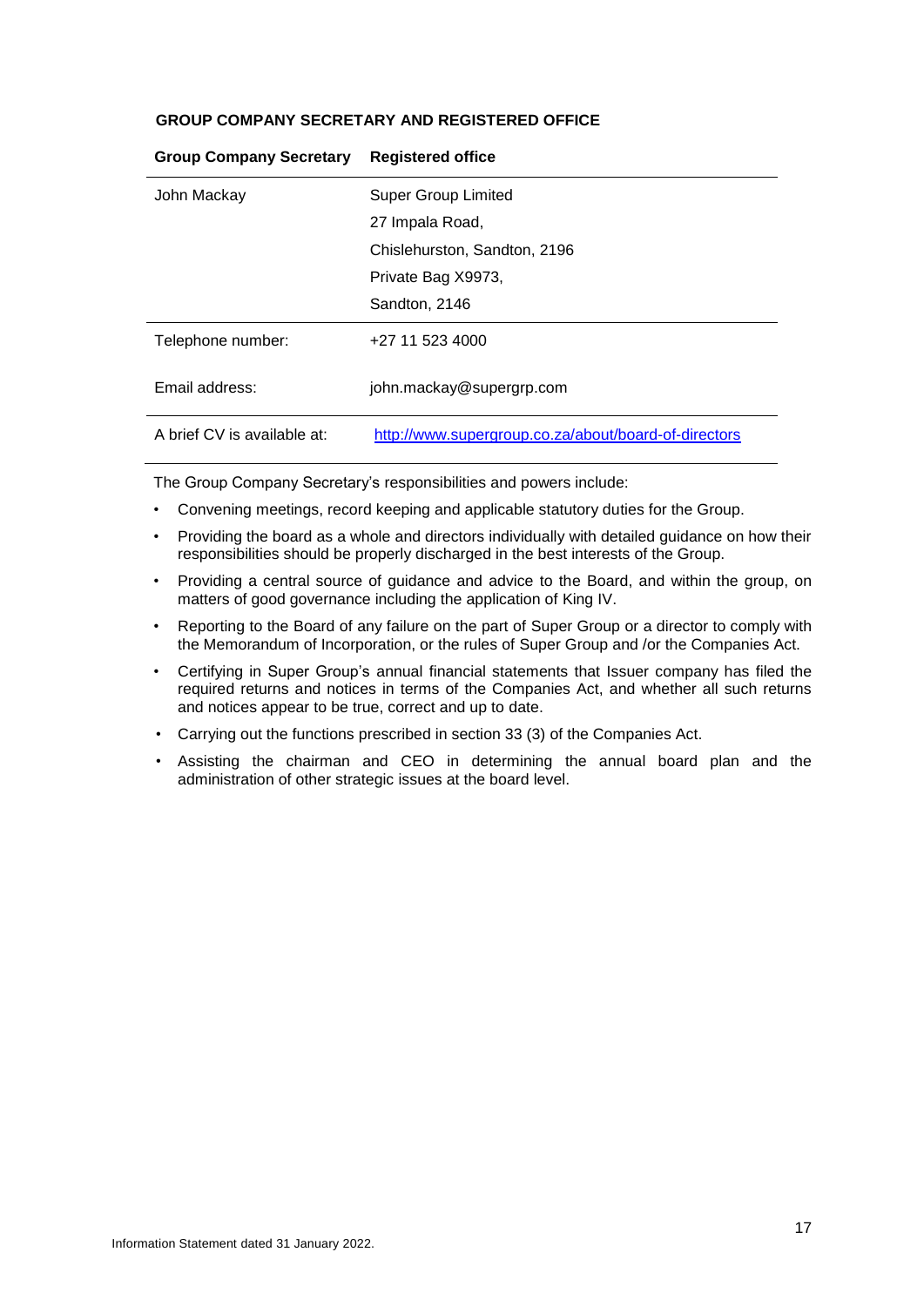### GROUP COMPANY SECRETARY AND REGISTERED OFFICE

| Group Company Secretary | Registered office |
|---|---|
| John Mackay | Super Group Limited<br>27 Impala Road,<br>Chislehurston, Sandton, 2196<br>Private Bag X9973,<br>Sandton, 2146 |
| Telephone number: | +27 11 523 4000 |
| Email address: | john.mackay@supergrp.com |
| A brief CV is available at: | http://www.supergroup.co.za/about/board-of-directors |

The Group Company Secretary's responsibilities and powers include:

- Convening meetings, record keeping and applicable statutory duties for the Group.
- Providing the board as a whole and directors individually with detailed guidance on how their responsibilities should be properly discharged in the best interests of the Group.
- Providing a central source of guidance and advice to the Board, and within the group, on matters of good governance including the application of King IV.
- Reporting to the Board of any failure on the part of Super Group or a director to comply with the Memorandum of Incorporation, or the rules of Super Group and /or the Companies Act.
- Certifying in Super Group's annual financial statements that Issuer company has filed the required returns and notices in terms of the Companies Act, and whether all such returns and notices appear to be true, correct and up to date.
- Carrying out the functions prescribed in section 33 (3) of the Companies Act.
- Assisting the chairman and CEO in determining the annual board plan and the administration of other strategic issues at the board level.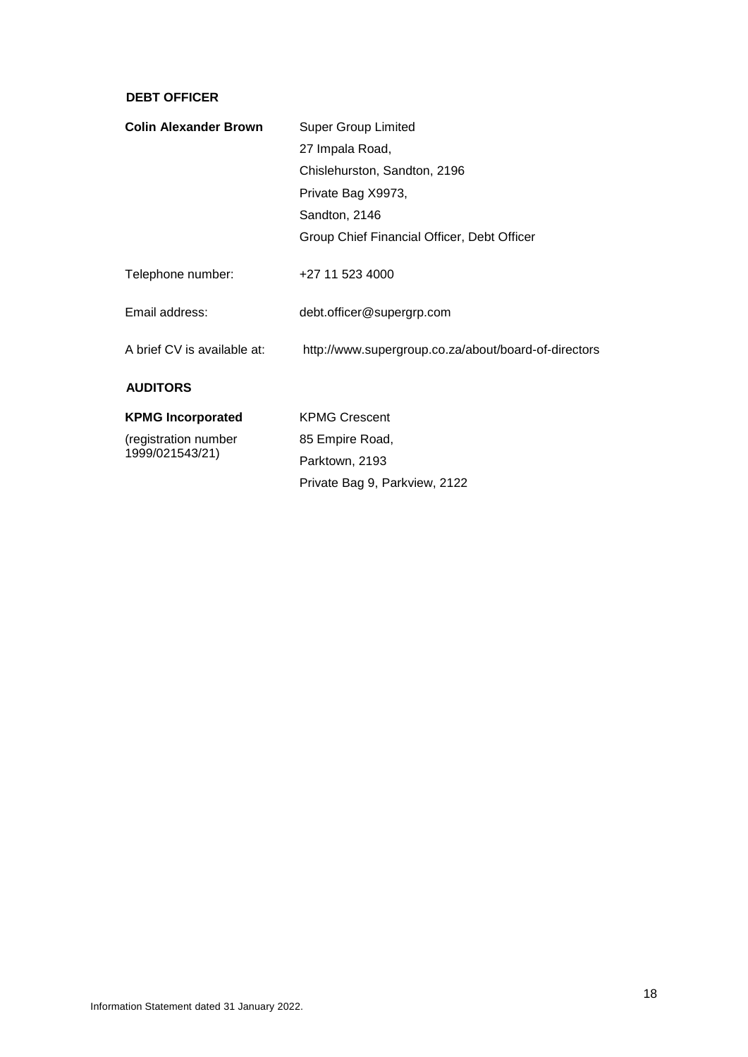## DEBT OFFICER

| | |
|---|---|
| **Colin Alexander Brown** | Super Group Limited<br>27 Impala Road,<br>Chislehurston, Sandton, 2196<br>Private Bag X9973,<br>Sandton, 2146<br>Group Chief Financial Officer, Debt Officer |
| Telephone number: | +27 11 523 4000 |
| Email address: | debt.officer@supergrp.com |
| A brief CV is available at: | http://www.supergroup.co.za/about/board-of-directors |

## AUDITORS

| | |
|---|---|
| **KPMG Incorporated**<br>(registration number 1999/021543/21) | KPMG Crescent<br>85 Empire Road,<br>Parktown, 2193<br>Private Bag 9, Parkview, 2122 |

Information Statement dated 31 January 2022.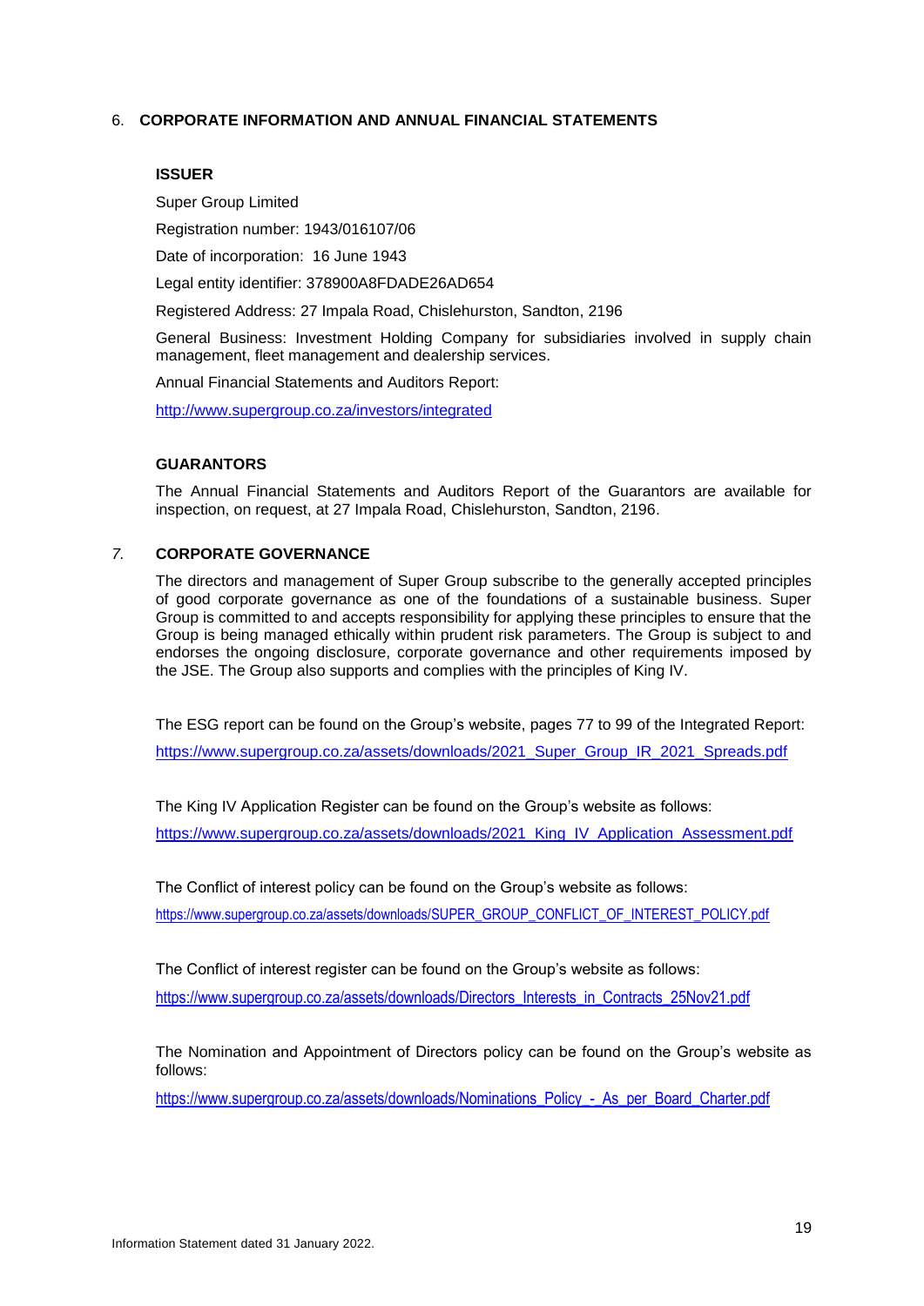## 6. CORPORATE INFORMATION AND ANNUAL FINANCIAL STATEMENTS

### ISSUER

Super Group Limited

Registration number: 1943/016107/06

Date of incorporation: 16 June 1943

Legal entity identifier: 378900A8FDADE26AD654

Registered Address: 27 Impala Road, Chislehurston, Sandton, 2196

General Business: Investment Holding Company for subsidiaries involved in supply chain management, fleet management and dealership services.

Annual Financial Statements and Auditors Report:

http://www.supergroup.co.za/investors/integrated

### GUARANTORS

The Annual Financial Statements and Auditors Report of the Guarantors are available for inspection, on request, at 27 Impala Road, Chislehurston, Sandton, 2196.

## *7.* CORPORATE GOVERNANCE

The directors and management of Super Group subscribe to the generally accepted principles of good corporate governance as one of the foundations of a sustainable business. Super Group is committed to and accepts responsibility for applying these principles to ensure that the Group is being managed ethically within prudent risk parameters. The Group is subject to and endorses the ongoing disclosure, corporate governance and other requirements imposed by the JSE. The Group also supports and complies with the principles of King IV.

The ESG report can be found on the Group's website, pages 77 to 99 of the Integrated Report:

https://www.supergroup.co.za/assets/downloads/2021_Super_Group_IR_2021_Spreads.pdf

The King IV Application Register can be found on the Group's website as follows:

https://www.supergroup.co.za/assets/downloads/2021_King_IV_Application_Assessment.pdf

The Conflict of interest policy can be found on the Group's website as follows:

https://www.supergroup.co.za/assets/downloads/SUPER_GROUP_CONFLICT_OF_INTEREST_POLICY.pdf

The Conflict of interest register can be found on the Group's website as follows:

https://www.supergroup.co.za/assets/downloads/Directors_Interests_in_Contracts_25Nov21.pdf

The Nomination and Appointment of Directors policy can be found on the Group's website as follows:

https://www.supergroup.co.za/assets/downloads/Nominations_Policy_-_As_per_Board_Charter.pdf

Information Statement dated 31 January 2022.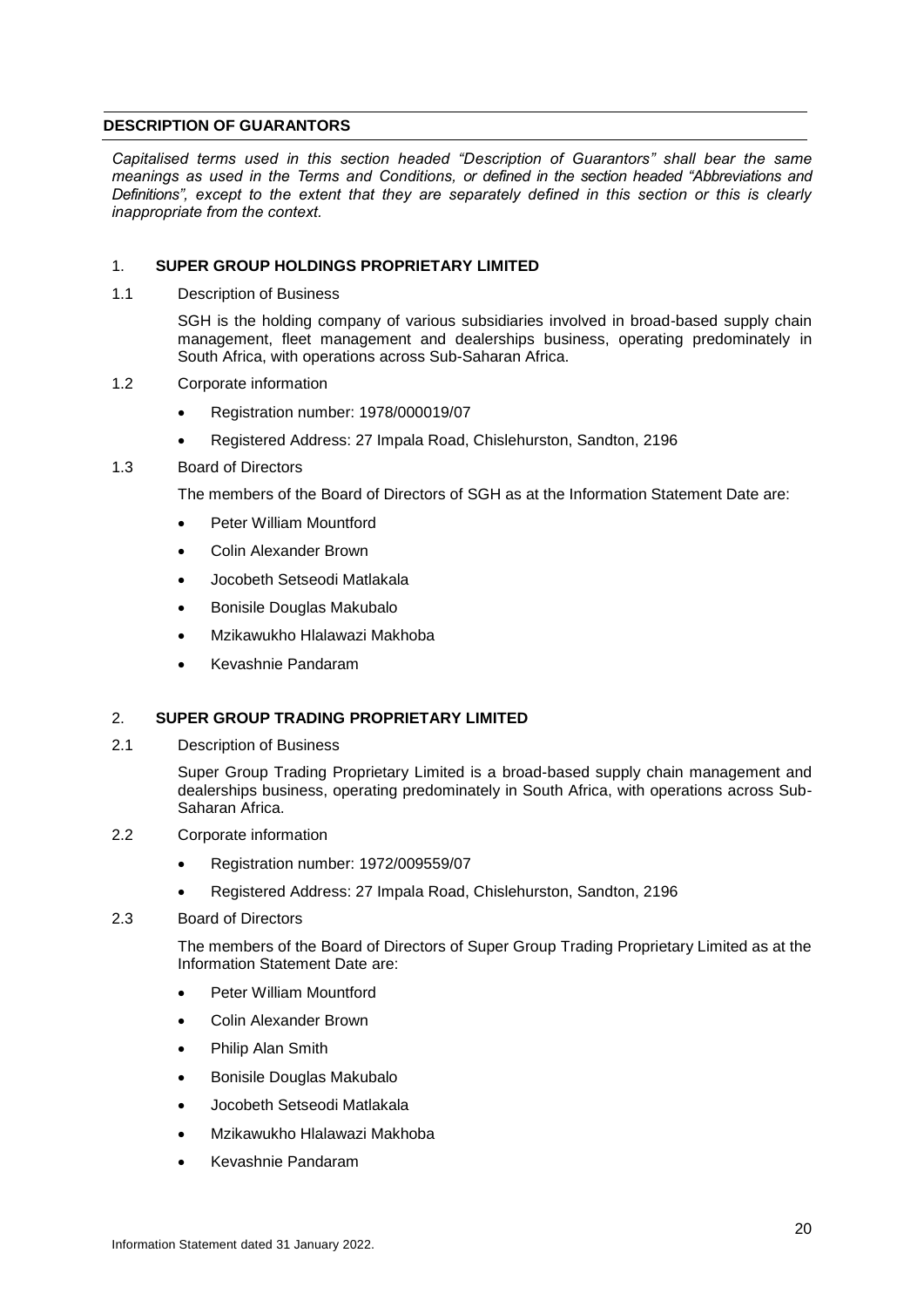## DESCRIPTION OF GUARANTORS

*Capitalised terms used in this section headed "Description of Guarantors" shall bear the same meanings as used in the Terms and Conditions, or defined in the section headed "Abbreviations and Definitions", except to the extent that they are separately defined in this section or this is clearly inappropriate from the context.*

### 1. SUPER GROUP HOLDINGS PROPRIETARY LIMITED

1.1 Description of Business

SGH is the holding company of various subsidiaries involved in broad-based supply chain management, fleet management and dealerships business, operating predominately in South Africa, with operations across Sub-Saharan Africa.

1.2 Corporate information

- Registration number: 1978/000019/07
- Registered Address: 27 Impala Road, Chislehurston, Sandton, 2196

1.3 Board of Directors

The members of the Board of Directors of SGH as at the Information Statement Date are:

- Peter William Mountford
- Colin Alexander Brown
- Jocobeth Setseodi Matlakala
- Bonisile Douglas Makubalo
- Mzikawukho Hlalawazi Makhoba
- Kevashnie Pandaram

### 2. SUPER GROUP TRADING PROPRIETARY LIMITED

2.1 Description of Business

Super Group Trading Proprietary Limited is a broad-based supply chain management and dealerships business, operating predominately in South Africa, with operations across Sub-Saharan Africa.

2.2 Corporate information

- Registration number: 1972/009559/07
- Registered Address: 27 Impala Road, Chislehurston, Sandton, 2196

2.3 Board of Directors

The members of the Board of Directors of Super Group Trading Proprietary Limited as at the Information Statement Date are:

- Peter William Mountford
- Colin Alexander Brown
- Philip Alan Smith
- Bonisile Douglas Makubalo
- Jocobeth Setseodi Matlakala
- Mzikawukho Hlalawazi Makhoba
- Kevashnie Pandaram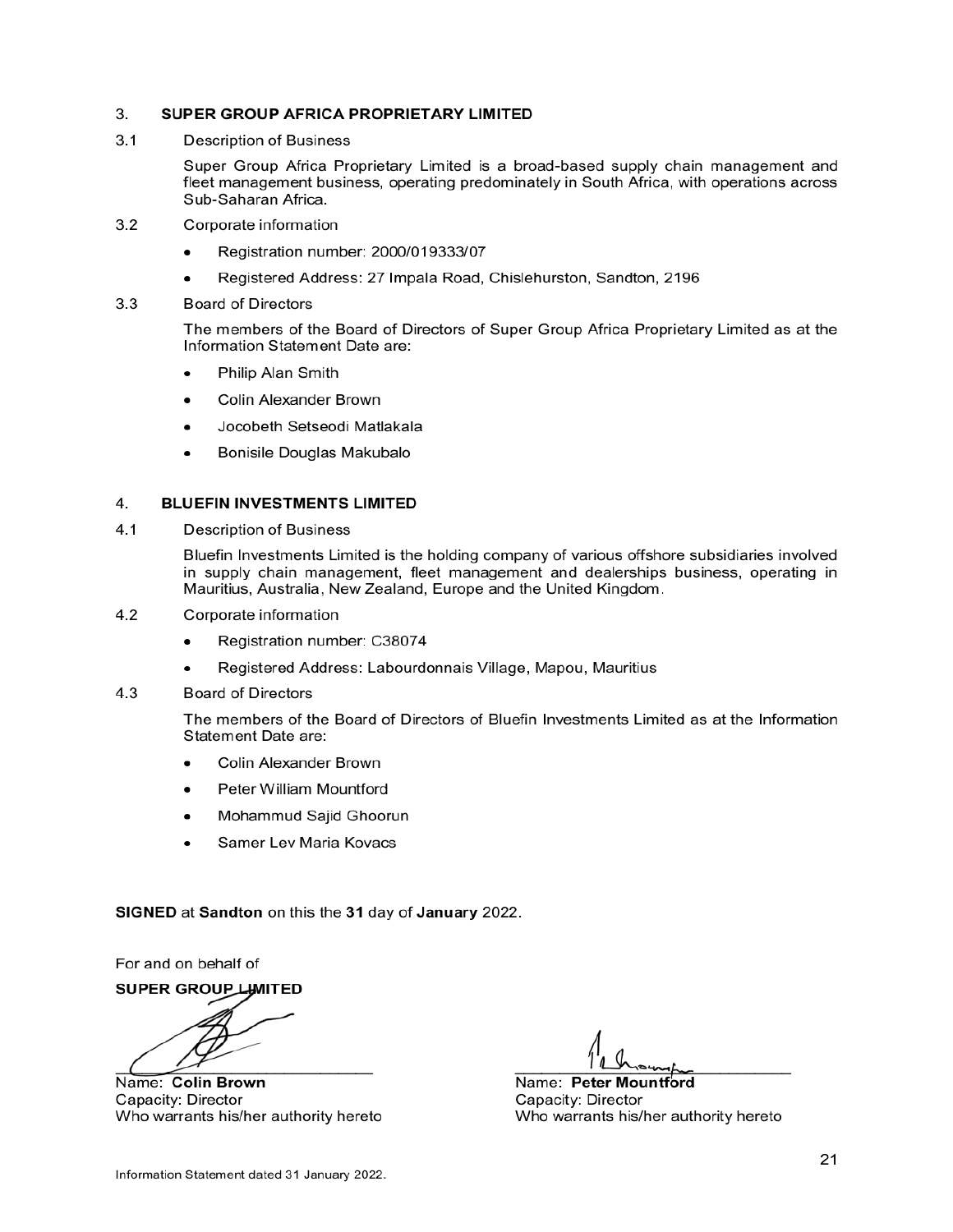## 3. SUPER GROUP AFRICA PROPRIETARY LIMITED

3.1 Description of Business

Super Group Africa Proprietary Limited is a broad-based supply chain management and fleet management business, operating predominately in South Africa, with operations across Sub-Saharan Africa.

3.2 Corporate information

- Registration number: 2000/019333/07
- Registered Address: 27 Impala Road, Chislehurston, Sandton, 2196

3.3 Board of Directors

The members of the Board of Directors of Super Group Africa Proprietary Limited as at the Information Statement Date are:

- Philip Alan Smith
- Colin Alexander Brown
- Jocobeth Setseodi Matlakala
- Bonisile Douglas Makubalo

## 4. BLUEFIN INVESTMENTS LIMITED

4.1 Description of Business

Bluefin Investments Limited is the holding company of various offshore subsidiaries involved in supply chain management, fleet management and dealerships business, operating in Mauritius, Australia, New Zealand, Europe and the United Kingdom.

4.2 Corporate information

- Registration number: C38074
- Registered Address: Labourdonnais Village, Mapou, Mauritius

4.3 Board of Directors

The members of the Board of Directors of Bluefin Investments Limited as at the Information Statement Date are:

- Colin Alexander Brown
- Peter William Mountford
- Mohammud Sajid Ghoorun
- Samer Lev Maria Kovacs

**SIGNED** at **Sandton** on this the **31** day of **January** 2022.

For and on behalf of

**SUPER GROUP LIMITED**

Name: **Colin Brown**
Capacity: Director
Who warrants his/her authority hereto

Name: **Peter Mountford**
Capacity: Director
Who warrants his/her authority hereto

Information Statement dated 31 January 2022.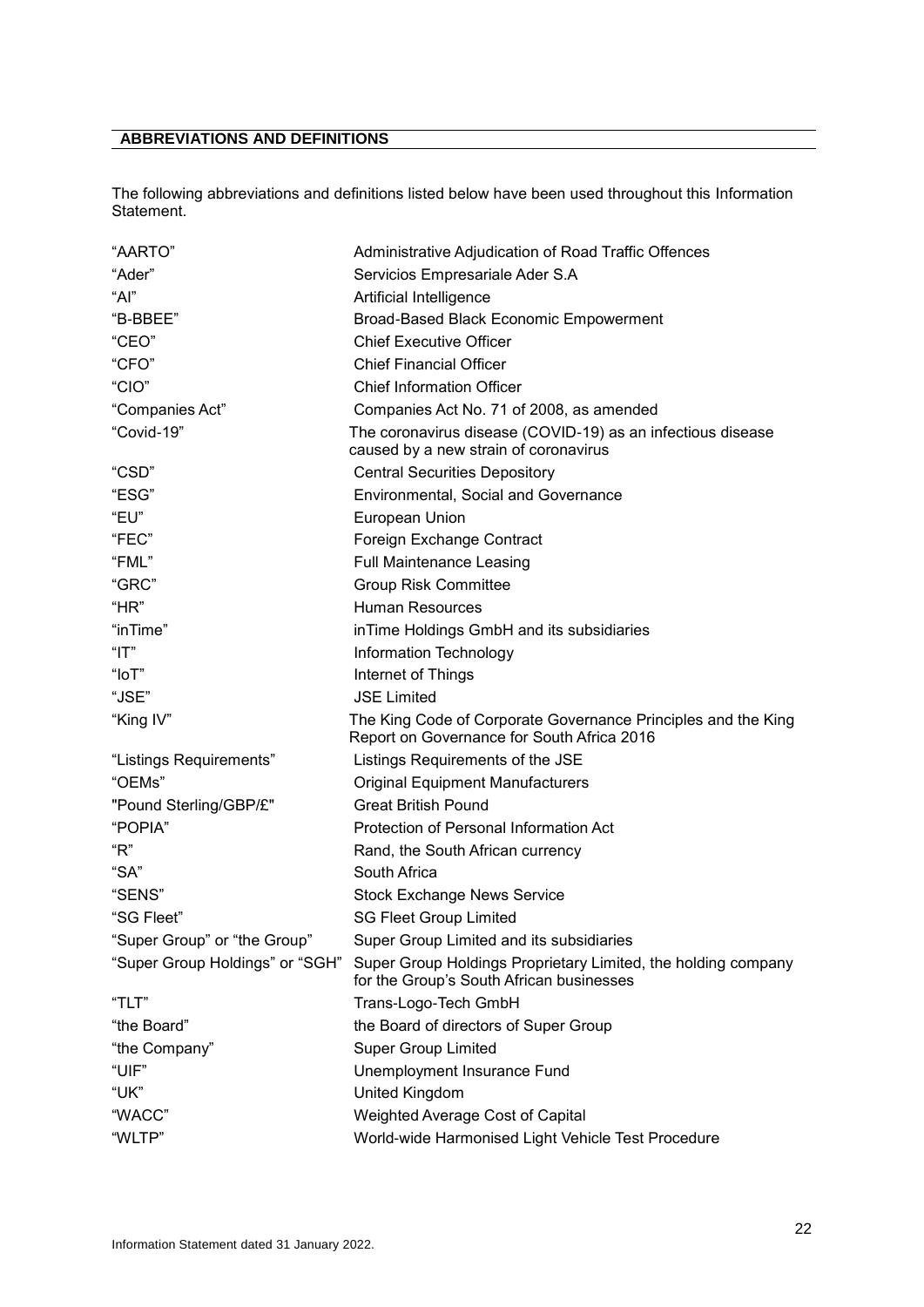## ABBREVIATIONS AND DEFINITIONS

The following abbreviations and definitions listed below have been used throughout this Information Statement.

| | |
|---|---|
| "AARTO" | Administrative Adjudication of Road Traffic Offences |
| "Ader" | Servicios Empresariale Ader S.A |
| "AI" | Artificial Intelligence |
| "B-BBEE" | Broad-Based Black Economic Empowerment |
| "CEO" | Chief Executive Officer |
| "CFO" | Chief Financial Officer |
| "CIO" | Chief Information Officer |
| "Companies Act" | Companies Act No. 71 of 2008, as amended |
| "Covid-19" | The coronavirus disease (COVID-19) as an infectious disease caused by a new strain of coronavirus |
| "CSD" | Central Securities Depository |
| "ESG" | Environmental, Social and Governance |
| "EU" | European Union |
| "FEC" | Foreign Exchange Contract |
| "FML" | Full Maintenance Leasing |
| "GRC" | Group Risk Committee |
| "HR" | Human Resources |
| "inTime" | inTime Holdings GmbH and its subsidiaries |
| "IT" | Information Technology |
| "IoT" | Internet of Things |
| "JSE" | JSE Limited |
| "King IV" | The King Code of Corporate Governance Principles and the King Report on Governance for South Africa 2016 |
| "Listings Requirements" | Listings Requirements of the JSE |
| "OEMs" | Original Equipment Manufacturers |
| "Pound Sterling/GBP/£" | Great British Pound |
| "POPIA" | Protection of Personal Information Act |
| "R" | Rand, the South African currency |
| "SA" | South Africa |
| "SENS" | Stock Exchange News Service |
| "SG Fleet" | SG Fleet Group Limited |
| "Super Group" or "the Group" | Super Group Limited and its subsidiaries |
| "Super Group Holdings" or "SGH" | Super Group Holdings Proprietary Limited, the holding company for the Group's South African businesses |
| "TLT" | Trans-Logo-Tech GmbH |
| "the Board" | the Board of directors of Super Group |
| "the Company" | Super Group Limited |
| "UIF" | Unemployment Insurance Fund |
| "UK" | United Kingdom |
| "WACC" | Weighted Average Cost of Capital |
| "WLTP" | World-wide Harmonised Light Vehicle Test Procedure |

Information Statement dated 31 January 2022.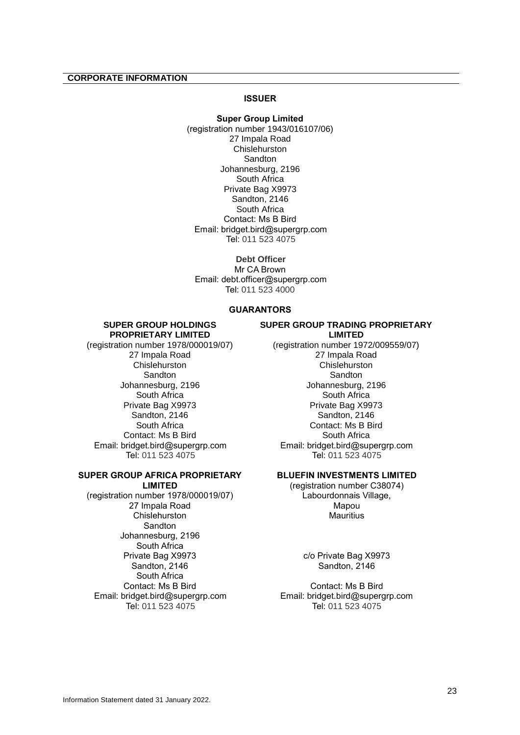## CORPORATE INFORMATION

### ISSUER

**Super Group Limited**
(registration number 1943/016107/06)
27 Impala Road
Chislehurston
Sandton
Johannesburg, 2196
South Africa
Private Bag X9973
Sandton, 2146
South Africa
Contact: Ms B Bird
Email: bridget.bird@supergrp.com
Tel: 011 523 4075

**Debt Officer**
Mr CA Brown
Email: debt.officer@supergrp.com
Tel: 011 523 4000

### GUARANTORS

**SUPER GROUP HOLDINGS PROPRIETARY LIMITED**
(registration number 1978/000019/07)
27 Impala Road
Chislehurston
Sandton
Johannesburg, 2196
South Africa
Private Bag X9973
Sandton, 2146
South Africa
Contact: Ms B Bird
Email: bridget.bird@supergrp.com
Tel: 011 523 4075

**SUPER GROUP TRADING PROPRIETARY LIMITED**
(registration number 1972/009559/07)
27 Impala Road
Chislehurston
Sandton
Johannesburg, 2196
South Africa
Private Bag X9973
Sandton, 2146
Contact: Ms B Bird
South Africa
Email: bridget.bird@supergrp.com
Tel: 011 523 4075

**SUPER GROUP AFRICA PROPRIETARY LIMITED**
(registration number 1978/000019/07)
27 Impala Road
Chislehurston
Sandton
Johannesburg, 2196
South Africa
Private Bag X9973
Sandton, 2146
South Africa
Contact: Ms B Bird
Email: bridget.bird@supergrp.com
Tel: 011 523 4075

**BLUEFIN INVESTMENTS LIMITED**
(registration number C38074)
Labourdonnais Village,
Mapou
Mauritius

c/o Private Bag X9973
Sandton, 2146

Contact: Ms B Bird
Email: bridget.bird@supergrp.com
Tel: 011 523 4075

Information Statement dated 31 January 2022.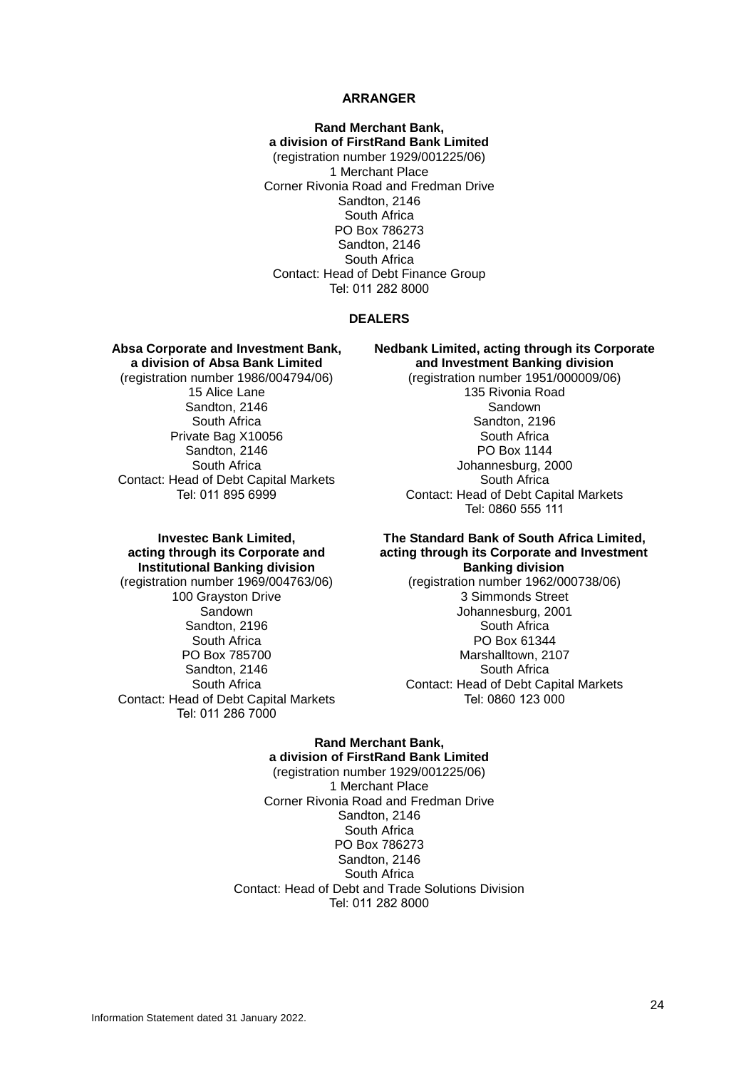**ARRANGER**

**Rand Merchant Bank,**
**a division of FirstRand Bank Limited**
(registration number 1929/001225/06)
1 Merchant Place
Corner Rivonia Road and Fredman Drive
Sandton, 2146
South Africa
PO Box 786273
Sandton, 2146
South Africa
Contact: Head of Debt Finance Group
Tel: 011 282 8000

**DEALERS**

**Absa Corporate and Investment Bank,**
**a division of Absa Bank Limited**
(registration number 1986/004794/06)
15 Alice Lane
Sandton, 2146
South Africa
Private Bag X10056
Sandton, 2146
South Africa
Contact: Head of Debt Capital Markets
Tel: 011 895 6999

**Nedbank Limited, acting through its Corporate and Investment Banking division**
(registration number 1951/000009/06)
135 Rivonia Road
Sandown
Sandton, 2196
South Africa
PO Box 1144
Johannesburg, 2000
South Africa
Contact: Head of Debt Capital Markets
Tel: 0860 555 111

**Investec Bank Limited,**
**acting through its Corporate and Institutional Banking division**
(registration number 1969/004763/06)
100 Grayston Drive
Sandown
Sandton, 2196
South Africa
PO Box 785700
Sandton, 2146
South Africa
Contact: Head of Debt Capital Markets
Tel: 011 286 7000

**The Standard Bank of South Africa Limited, acting through its Corporate and Investment Banking division**
(registration number 1962/000738/06)
3 Simmonds Street
Johannesburg, 2001
South Africa
PO Box 61344
Marshalltown, 2107
South Africa
Contact: Head of Debt Capital Markets
Tel: 0860 123 000

**Rand Merchant Bank,**
**a division of FirstRand Bank Limited**
(registration number 1929/001225/06)
1 Merchant Place
Corner Rivonia Road and Fredman Drive
Sandton, 2146
South Africa
PO Box 786273
Sandton, 2146
South Africa
Contact: Head of Debt and Trade Solutions Division
Tel: 011 282 8000

Information Statement dated 31 January 2022.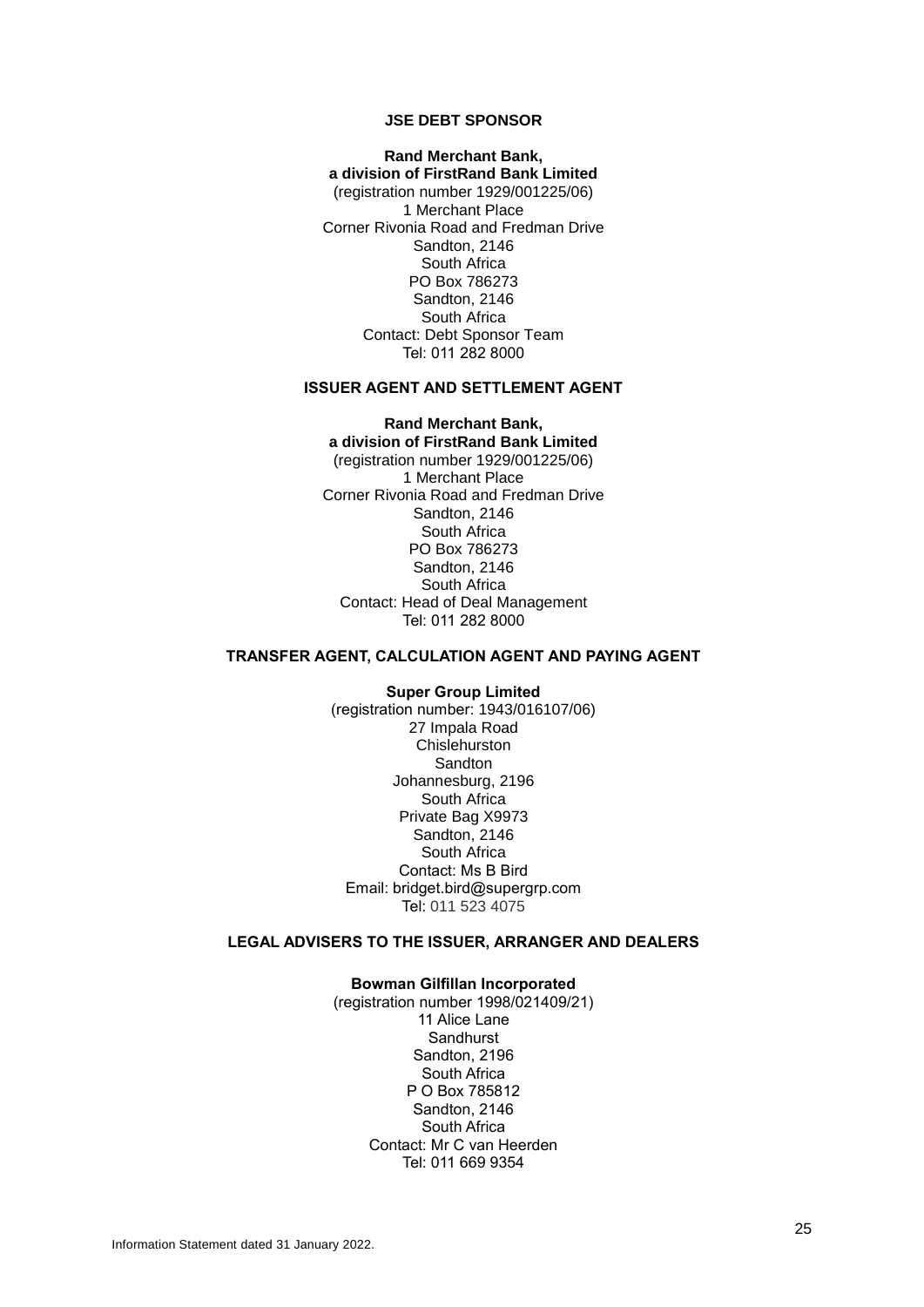**JSE DEBT SPONSOR**

**Rand Merchant Bank,**
**a division of FirstRand Bank Limited**
(registration number 1929/001225/06)
1 Merchant Place
Corner Rivonia Road and Fredman Drive
Sandton, 2146
South Africa
PO Box 786273
Sandton, 2146
South Africa
Contact: Debt Sponsor Team
Tel: 011 282 8000

**ISSUER AGENT AND SETTLEMENT AGENT**

**Rand Merchant Bank,**
**a division of FirstRand Bank Limited**
(registration number 1929/001225/06)
1 Merchant Place
Corner Rivonia Road and Fredman Drive
Sandton, 2146
South Africa
PO Box 786273
Sandton, 2146
South Africa
Contact: Head of Deal Management
Tel: 011 282 8000

**TRANSFER AGENT, CALCULATION AGENT AND PAYING AGENT**

**Super Group Limited**
(registration number: 1943/016107/06)
27 Impala Road
Chislehurston
Sandton
Johannesburg, 2196
South Africa
Private Bag X9973
Sandton, 2146
South Africa
Contact: Ms B Bird
Email: bridget.bird@supergrp.com
Tel: 011 523 4075

**LEGAL ADVISERS TO THE ISSUER, ARRANGER AND DEALERS**

**Bowman Gilfillan Incorporated**
(registration number 1998/021409/21)
11 Alice Lane
Sandhurst
Sandton, 2196
South Africa
P O Box 785812
Sandton, 2146
South Africa
Contact: Mr C van Heerden
Tel: 011 669 9354

Information Statement dated 31 January 2022.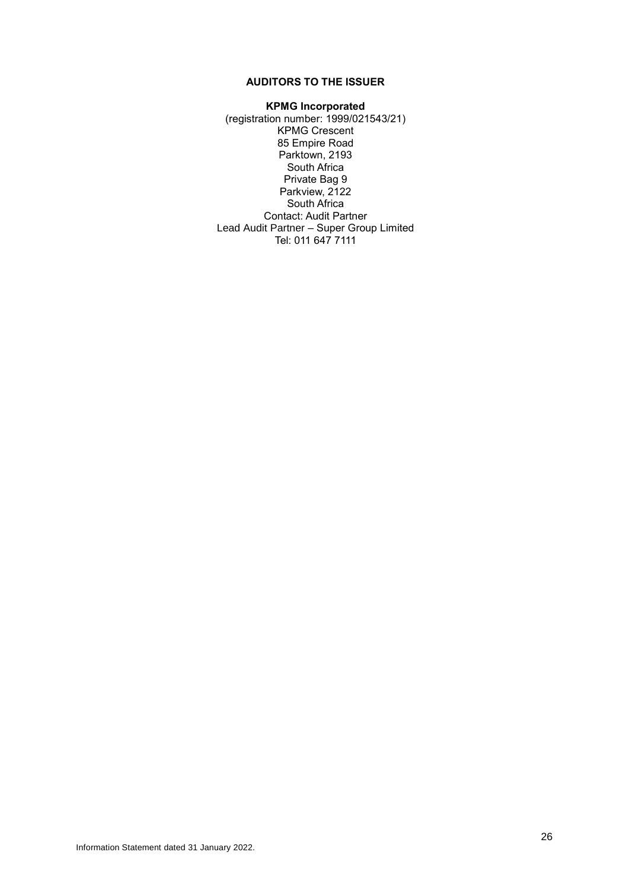**AUDITORS TO THE ISSUER**

**KPMG Incorporated**
(registration number: 1999/021543/21)
KPMG Crescent
85 Empire Road
Parktown, 2193
South Africa
Private Bag 9
Parkview, 2122
South Africa
Contact: Audit Partner
Lead Audit Partner – Super Group Limited
Tel: 011 647 7111

Information Statement dated 31 January 2022.